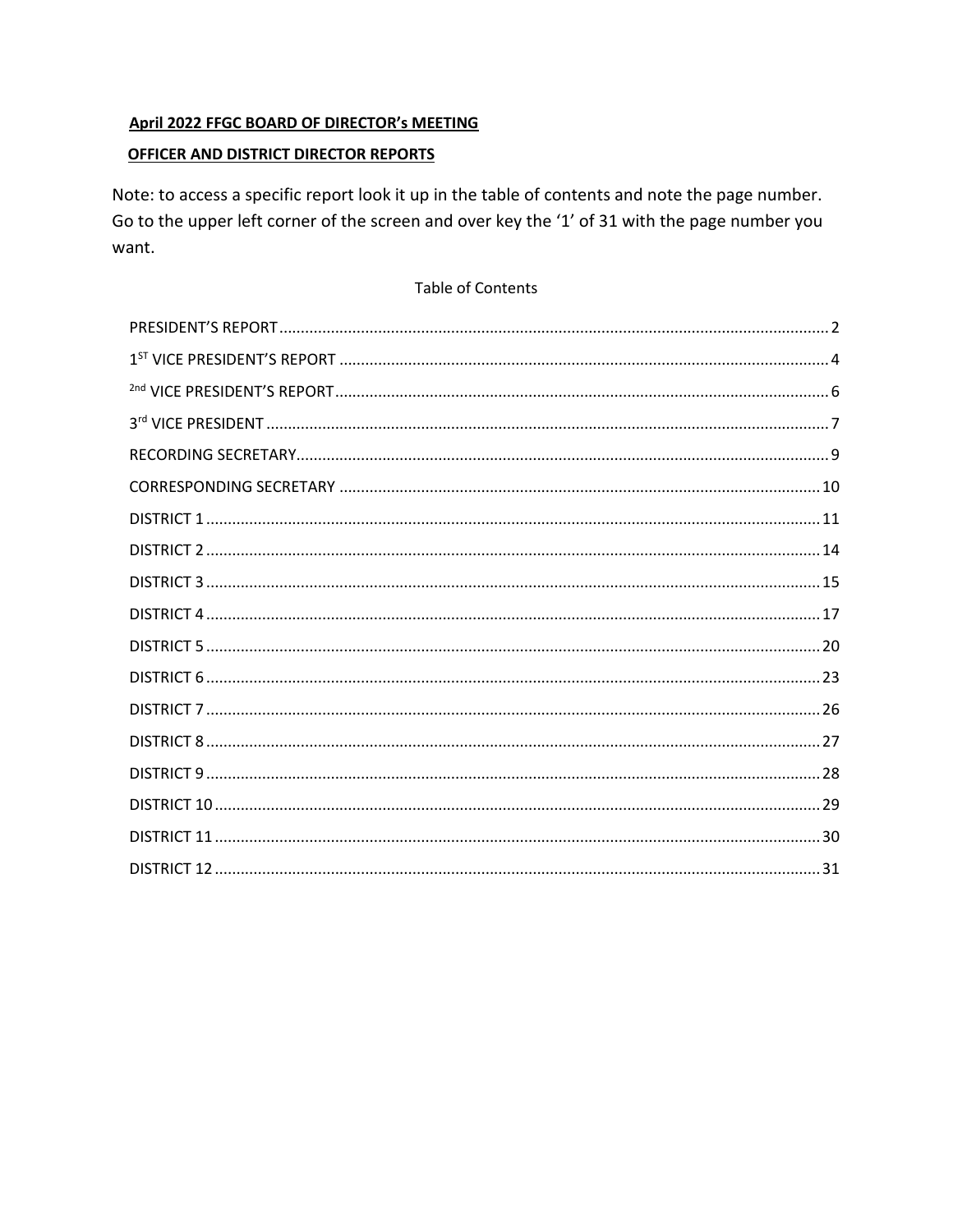**April 2022 FFGC BOARD OF DIRECTOR's MEETING**

**OFFICER AND DISTRICT DIRECTOR REPORTS**

Note: to access a specific report look it up in the table of contents and note the page number. Go to the upper left corner of the screen and over key the '1' of 31 with the page number you want.

Table of Contents

| | |
|---|---|
| PRESIDENT'S REPORT | 2 |
| 1ST VICE PRESIDENT'S REPORT | 4 |
| 2nd VICE PRESIDENT'S REPORT | 6 |
| 3rd VICE PRESIDENT | 7 |
| RECORDING SECRETARY | 9 |
| CORRESPONDING SECRETARY | 10 |
| DISTRICT 1 | 11 |
| DISTRICT 2 | 14 |
| DISTRICT 3 | 15 |
| DISTRICT 4 | 17 |
| DISTRICT 5 | 20 |
| DISTRICT 6 | 23 |
| DISTRICT 7 | 26 |
| DISTRICT 8 | 27 |
| DISTRICT 9 | 28 |
| DISTRICT 10 | 29 |
| DISTRICT 11 | 30 |
| DISTRICT 12 | 31 |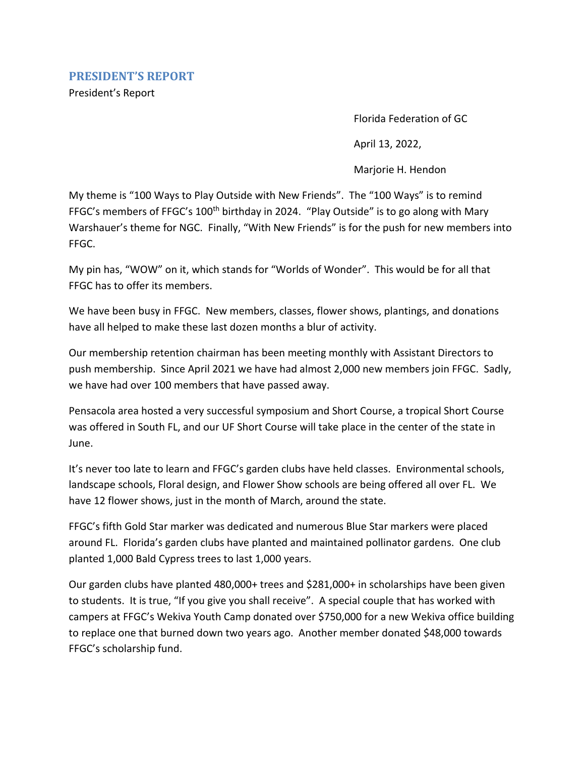## PRESIDENT'S REPORT

President's Report

Florida Federation of GC

April 13, 2022,

Marjorie H. Hendon

My theme is "100 Ways to Play Outside with New Friends". The "100 Ways" is to remind FFGC's members of FFGC's 100th birthday in 2024. "Play Outside" is to go along with Mary Warshauer's theme for NGC. Finally, "With New Friends" is for the push for new members into FFGC.

My pin has, "WOW" on it, which stands for "Worlds of Wonder". This would be for all that FFGC has to offer its members.

We have been busy in FFGC. New members, classes, flower shows, plantings, and donations have all helped to make these last dozen months a blur of activity.

Our membership retention chairman has been meeting monthly with Assistant Directors to push membership. Since April 2021 we have had almost 2,000 new members join FFGC. Sadly, we have had over 100 members that have passed away.

Pensacola area hosted a very successful symposium and Short Course, a tropical Short Course was offered in South FL, and our UF Short Course will take place in the center of the state in June.

It's never too late to learn and FFGC's garden clubs have held classes. Environmental schools, landscape schools, Floral design, and Flower Show schools are being offered all over FL. We have 12 flower shows, just in the month of March, around the state.

FFGC's fifth Gold Star marker was dedicated and numerous Blue Star markers were placed around FL. Florida's garden clubs have planted and maintained pollinator gardens. One club planted 1,000 Bald Cypress trees to last 1,000 years.

Our garden clubs have planted 480,000+ trees and $281,000+ in scholarships have been given to students. It is true, "If you give you shall receive". A special couple that has worked with campers at FFGC's Wekiva Youth Camp donated over $750,000 for a new Wekiva office building to replace one that burned down two years ago. Another member donated $48,000 towards FFGC's scholarship fund.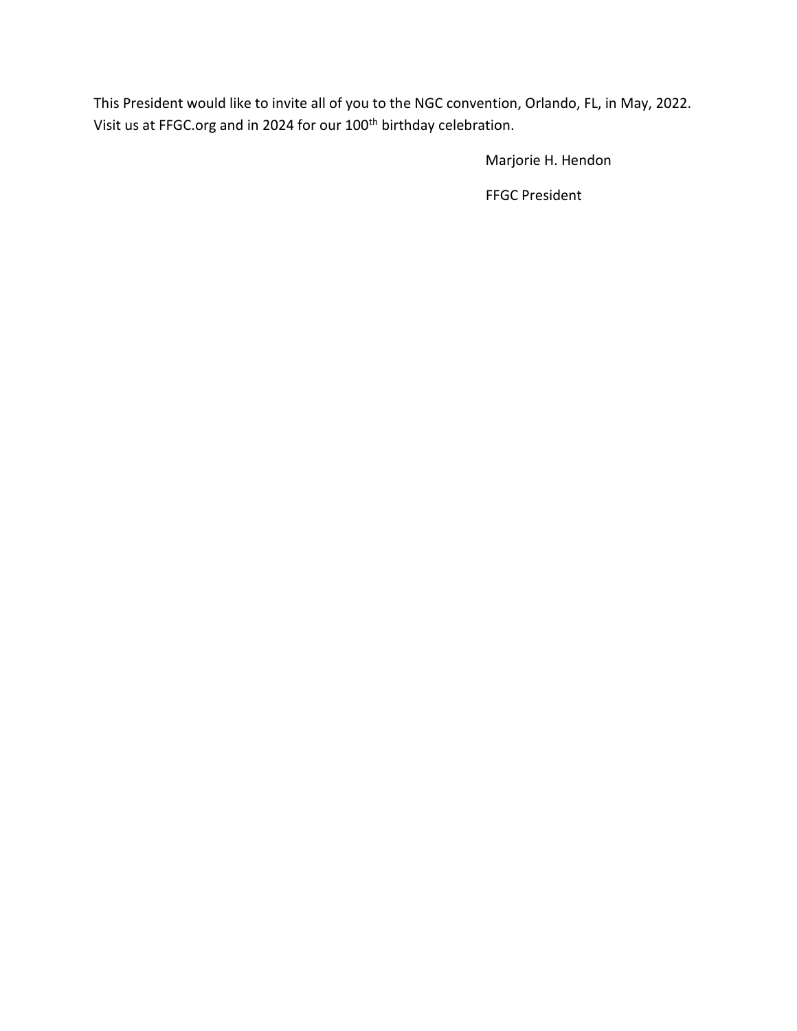This President would like to invite all of you to the NGC convention, Orlando, FL, in May, 2022. Visit us at FFGC.org and in 2024 for our 100th birthday celebration.

Marjorie H. Hendon

FFGC President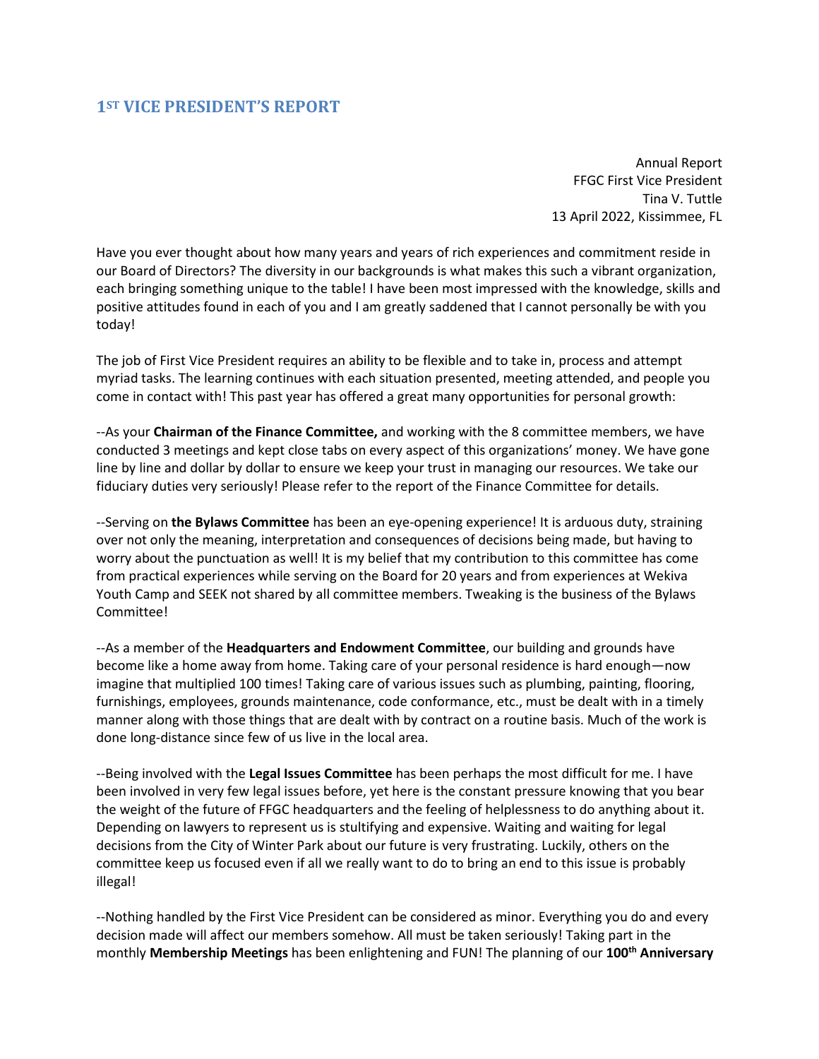## 1ST VICE PRESIDENT'S REPORT

Annual Report
FFGC First Vice President
Tina V. Tuttle
13 April 2022, Kissimmee, FL

Have you ever thought about how many years and years of rich experiences and commitment reside in our Board of Directors? The diversity in our backgrounds is what makes this such a vibrant organization, each bringing something unique to the table! I have been most impressed with the knowledge, skills and positive attitudes found in each of you and I am greatly saddened that I cannot personally be with you today!

The job of First Vice President requires an ability to be flexible and to take in, process and attempt myriad tasks. The learning continues with each situation presented, meeting attended, and people you come in contact with! This past year has offered a great many opportunities for personal growth:

--As your **Chairman of the Finance Committee,** and working with the 8 committee members, we have conducted 3 meetings and kept close tabs on every aspect of this organizations' money. We have gone line by line and dollar by dollar to ensure we keep your trust in managing our resources. We take our fiduciary duties very seriously! Please refer to the report of the Finance Committee for details.

--Serving on **the Bylaws Committee** has been an eye-opening experience! It is arduous duty, straining over not only the meaning, interpretation and consequences of decisions being made, but having to worry about the punctuation as well! It is my belief that my contribution to this committee has come from practical experiences while serving on the Board for 20 years and from experiences at Wekiva Youth Camp and SEEK not shared by all committee members. Tweaking is the business of the Bylaws Committee!

--As a member of the **Headquarters and Endowment Committee**, our building and grounds have become like a home away from home. Taking care of your personal residence is hard enough—now imagine that multiplied 100 times! Taking care of various issues such as plumbing, painting, flooring, furnishings, employees, grounds maintenance, code conformance, etc., must be dealt with in a timely manner along with those things that are dealt with by contract on a routine basis. Much of the work is done long-distance since few of us live in the local area.

--Being involved with the **Legal Issues Committee** has been perhaps the most difficult for me. I have been involved in very few legal issues before, yet here is the constant pressure knowing that you bear the weight of the future of FFGC headquarters and the feeling of helplessness to do anything about it. Depending on lawyers to represent us is stultifying and expensive. Waiting and waiting for legal decisions from the City of Winter Park about our future is very frustrating. Luckily, others on the committee keep us focused even if all we really want to do to bring an end to this issue is probably illegal!

--Nothing handled by the First Vice President can be considered as minor. Everything you do and every decision made will affect our members somehow. All must be taken seriously! Taking part in the monthly **Membership Meetings** has been enlightening and FUN! The planning of our **100th Anniversary**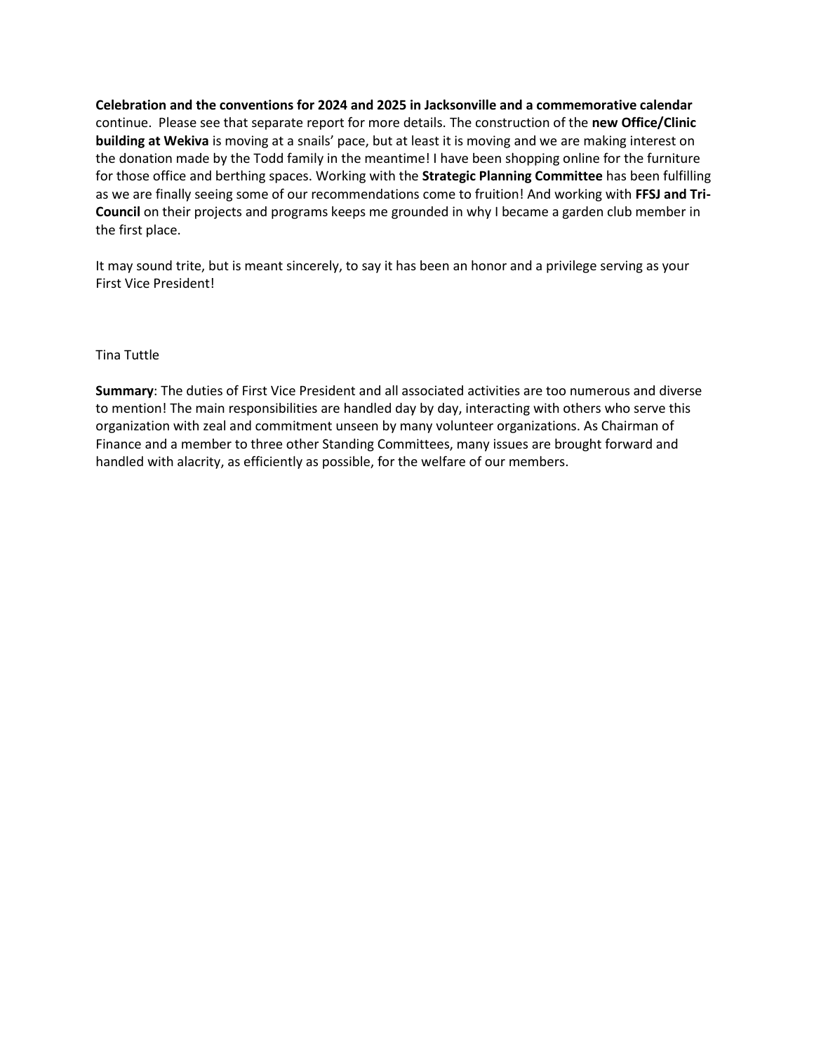**Celebration and the conventions for 2024 and 2025 in Jacksonville and a commemorative calendar** continue. Please see that separate report for more details. The construction of the **new Office/Clinic building at Wekiva** is moving at a snails' pace, but at least it is moving and we are making interest on the donation made by the Todd family in the meantime! I have been shopping online for the furniture for those office and berthing spaces. Working with the **Strategic Planning Committee** has been fulfilling as we are finally seeing some of our recommendations come to fruition! And working with **FFSJ and Tri-Council** on their projects and programs keeps me grounded in why I became a garden club member in the first place.

It may sound trite, but is meant sincerely, to say it has been an honor and a privilege serving as your First Vice President!

Tina Tuttle

**Summary**: The duties of First Vice President and all associated activities are too numerous and diverse to mention! The main responsibilities are handled day by day, interacting with others who serve this organization with zeal and commitment unseen by many volunteer organizations. As Chairman of Finance and a member to three other Standing Committees, many issues are brought forward and handled with alacrity, as efficiently as possible, for the welfare of our members.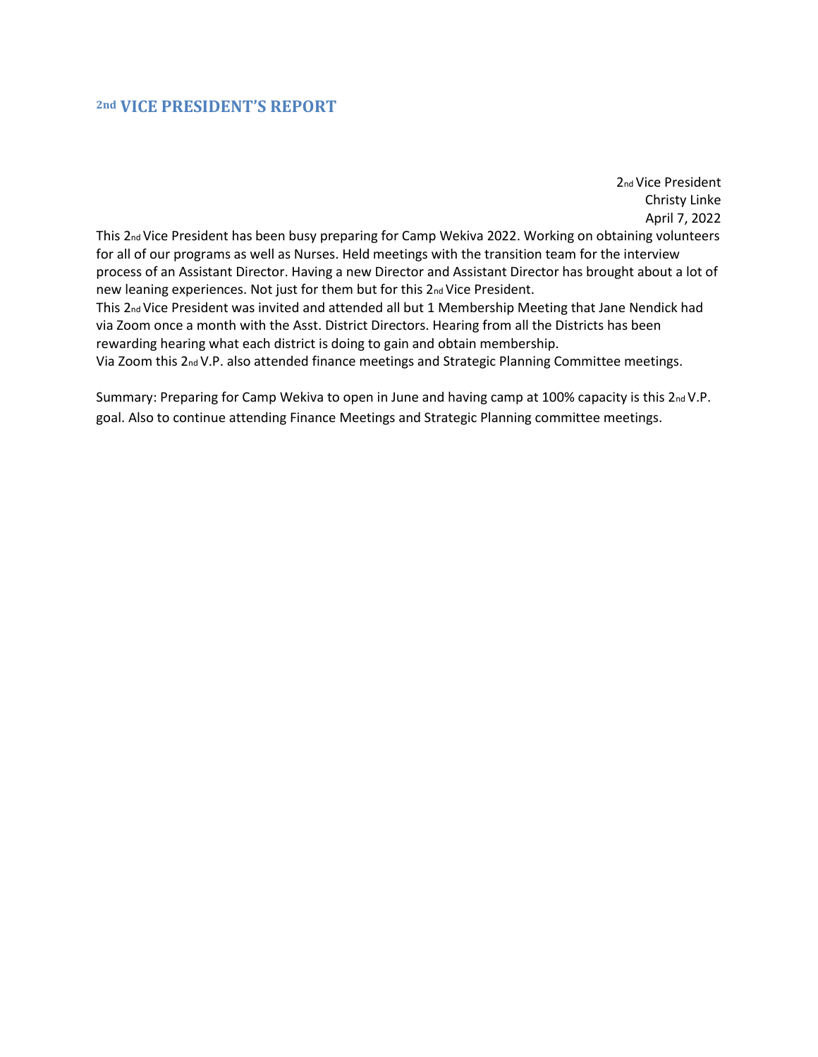## 2nd VICE PRESIDENT'S REPORT

2nd Vice President
Christy Linke
April 7, 2022

This 2nd Vice President has been busy preparing for Camp Wekiva 2022. Working on obtaining volunteers for all of our programs as well as Nurses. Held meetings with the transition team for the interview process of an Assistant Director. Having a new Director and Assistant Director has brought about a lot of new leaning experiences. Not just for them but for this 2nd Vice President.

This 2nd Vice President was invited and attended all but 1 Membership Meeting that Jane Nendick had via Zoom once a month with the Asst. District Directors. Hearing from all the Districts has been rewarding hearing what each district is doing to gain and obtain membership.

Via Zoom this 2nd V.P. also attended finance meetings and Strategic Planning Committee meetings.

Summary: Preparing for Camp Wekiva to open in June and having camp at 100% capacity is this 2nd V.P. goal. Also to continue attending Finance Meetings and Strategic Planning committee meetings.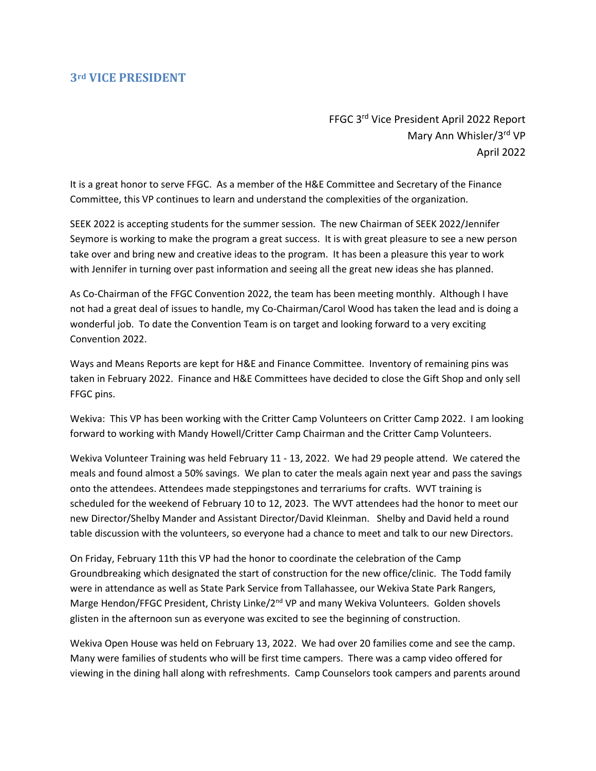## 3rd VICE PRESIDENT

FFGC 3rd Vice President April 2022 Report
Mary Ann Whisler/3rd VP
April 2022

It is a great honor to serve FFGC. As a member of the H&E Committee and Secretary of the Finance Committee, this VP continues to learn and understand the complexities of the organization.

SEEK 2022 is accepting students for the summer session. The new Chairman of SEEK 2022/Jennifer Seymore is working to make the program a great success. It is with great pleasure to see a new person take over and bring new and creative ideas to the program. It has been a pleasure this year to work with Jennifer in turning over past information and seeing all the great new ideas she has planned.

As Co-Chairman of the FFGC Convention 2022, the team has been meeting monthly. Although I have not had a great deal of issues to handle, my Co-Chairman/Carol Wood has taken the lead and is doing a wonderful job. To date the Convention Team is on target and looking forward to a very exciting Convention 2022.

Ways and Means Reports are kept for H&E and Finance Committee. Inventory of remaining pins was taken in February 2022. Finance and H&E Committees have decided to close the Gift Shop and only sell FFGC pins.

Wekiva: This VP has been working with the Critter Camp Volunteers on Critter Camp 2022. I am looking forward to working with Mandy Howell/Critter Camp Chairman and the Critter Camp Volunteers.

Wekiva Volunteer Training was held February 11 - 13, 2022. We had 29 people attend. We catered the meals and found almost a 50% savings. We plan to cater the meals again next year and pass the savings onto the attendees. Attendees made steppingstones and terrariums for crafts. WVT training is scheduled for the weekend of February 10 to 12, 2023. The WVT attendees had the honor to meet our new Director/Shelby Mander and Assistant Director/David Kleinman. Shelby and David held a round table discussion with the volunteers, so everyone had a chance to meet and talk to our new Directors.

On Friday, February 11th this VP had the honor to coordinate the celebration of the Camp Groundbreaking which designated the start of construction for the new office/clinic. The Todd family were in attendance as well as State Park Service from Tallahassee, our Wekiva State Park Rangers, Marge Hendon/FFGC President, Christy Linke/2nd VP and many Wekiva Volunteers. Golden shovels glisten in the afternoon sun as everyone was excited to see the beginning of construction.

Wekiva Open House was held on February 13, 2022. We had over 20 families come and see the camp. Many were families of students who will be first time campers. There was a camp video offered for viewing in the dining hall along with refreshments. Camp Counselors took campers and parents around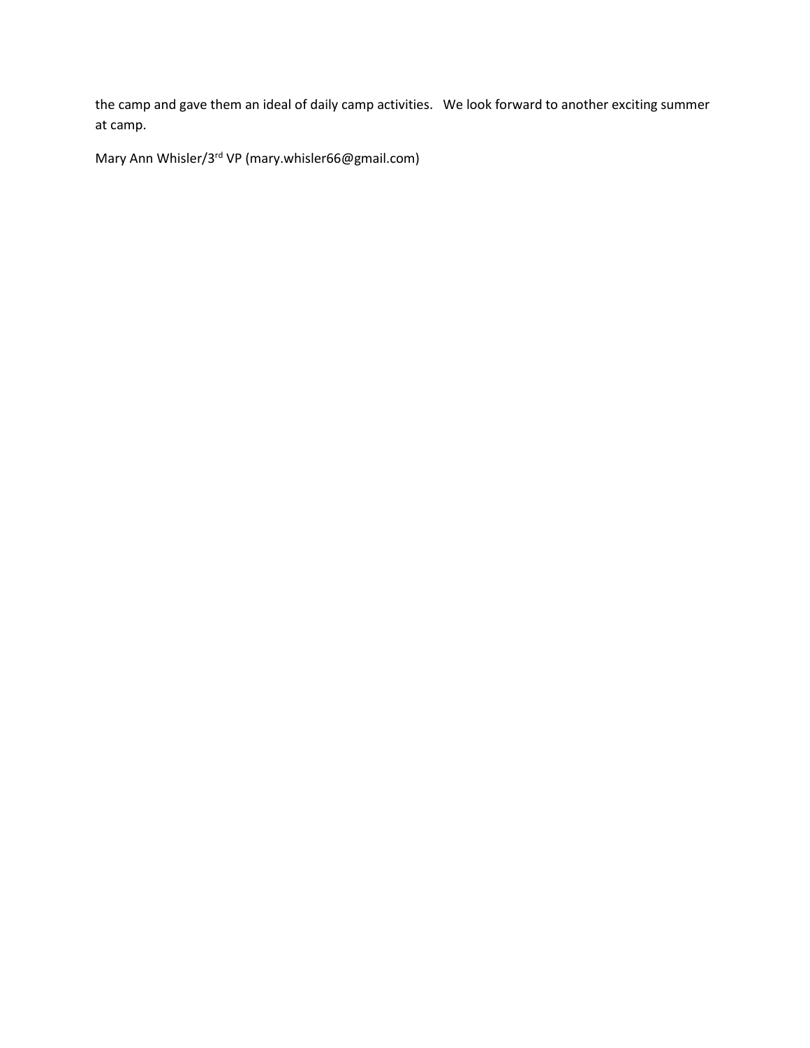the camp and gave them an ideal of daily camp activities. We look forward to another exciting summer at camp.

Mary Ann Whisler/3rd VP (mary.whisler66@gmail.com)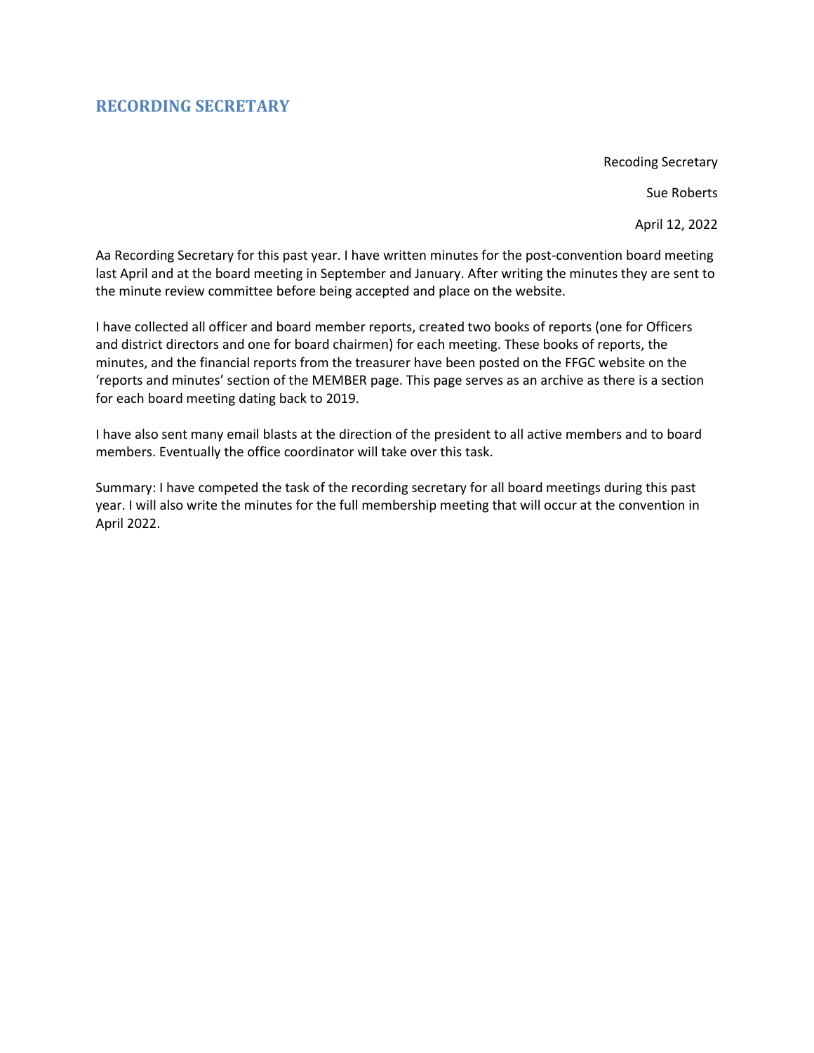## RECORDING SECRETARY

Recoding Secretary

Sue Roberts

April 12, 2022

Aa Recording Secretary for this past year. I have written minutes for the post-convention board meeting last April and at the board meeting in September and January. After writing the minutes they are sent to the minute review committee before being accepted and place on the website.

I have collected all officer and board member reports, created two books of reports (one for Officers and district directors and one for board chairmen) for each meeting. These books of reports, the minutes, and the financial reports from the treasurer have been posted on the FFGC website on the 'reports and minutes' section of the MEMBER page. This page serves as an archive as there is a section for each board meeting dating back to 2019.

I have also sent many email blasts at the direction of the president to all active members and to board members. Eventually the office coordinator will take over this task.

Summary: I have competed the task of the recording secretary for all board meetings during this past year. I will also write the minutes for the full membership meeting that will occur at the convention in April 2022.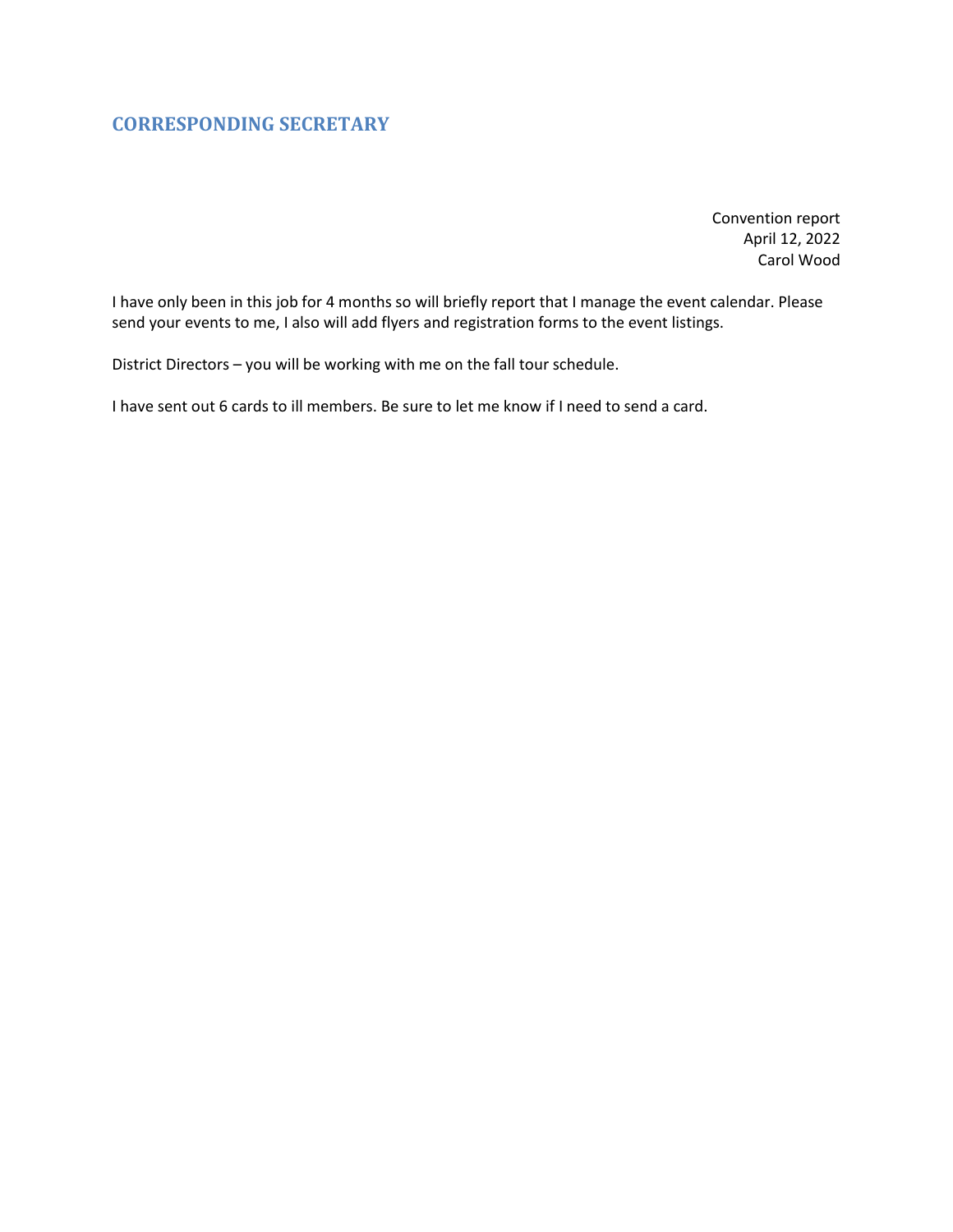## CORRESPONDING SECRETARY

Convention report
April 12, 2022
Carol Wood

I have only been in this job for 4 months so will briefly report that I manage the event calendar. Please send your events to me, I also will add flyers and registration forms to the event listings.

District Directors – you will be working with me on the fall tour schedule.

I have sent out 6 cards to ill members. Be sure to let me know if I need to send a card.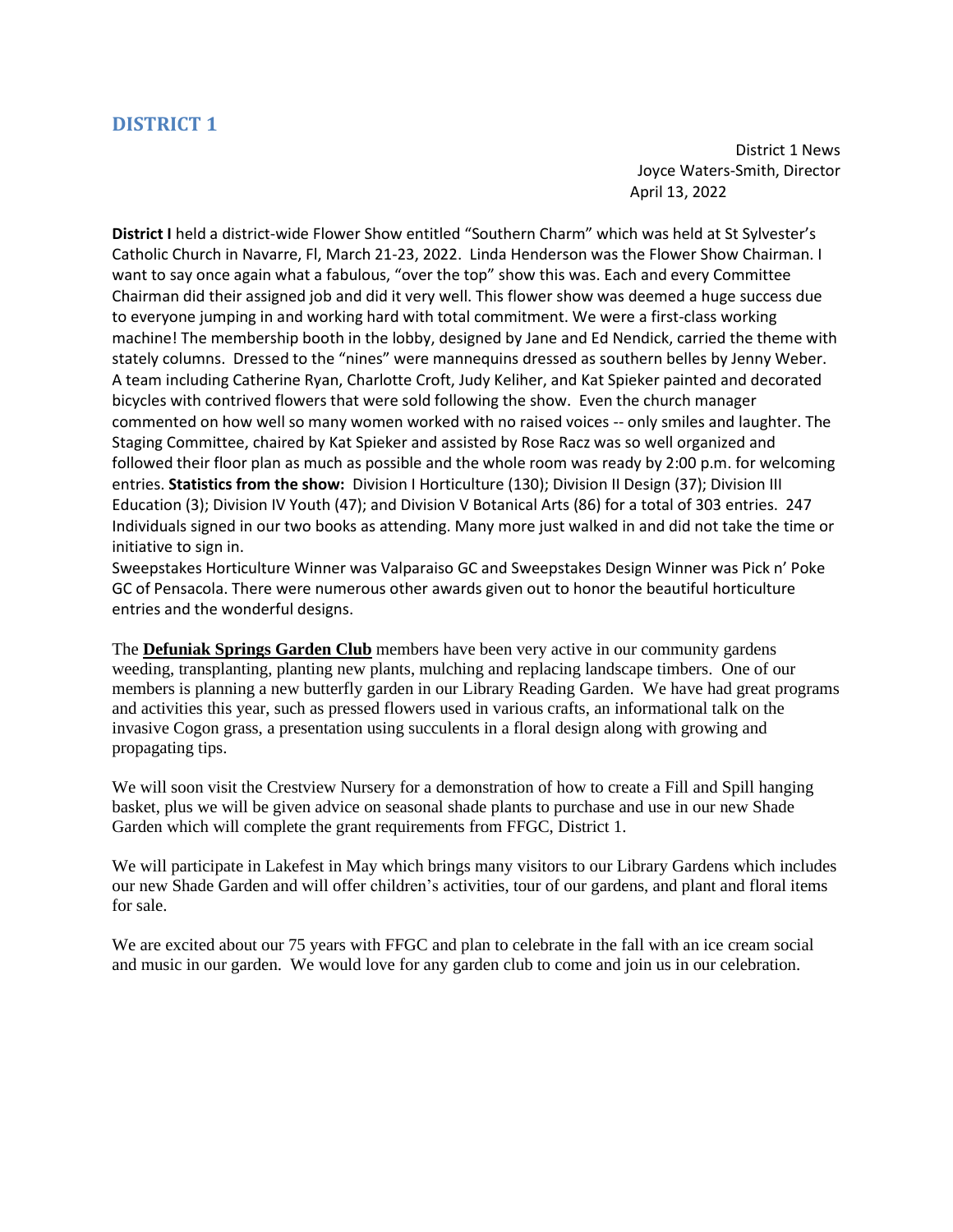## DISTRICT 1

District 1 News
Joyce Waters-Smith, Director
April 13, 2022

**District I** held a district-wide Flower Show entitled "Southern Charm" which was held at St Sylvester's Catholic Church in Navarre, Fl, March 21-23, 2022. Linda Henderson was the Flower Show Chairman. I want to say once again what a fabulous, "over the top" show this was. Each and every Committee Chairman did their assigned job and did it very well. This flower show was deemed a huge success due to everyone jumping in and working hard with total commitment. We were a first-class working machine! The membership booth in the lobby, designed by Jane and Ed Nendick, carried the theme with stately columns. Dressed to the "nines" were mannequins dressed as southern belles by Jenny Weber. A team including Catherine Ryan, Charlotte Croft, Judy Keliher, and Kat Spieker painted and decorated bicycles with contrived flowers that were sold following the show. Even the church manager commented on how well so many women worked with no raised voices -- only smiles and laughter. The Staging Committee, chaired by Kat Spieker and assisted by Rose Racz was so well organized and followed their floor plan as much as possible and the whole room was ready by 2:00 p.m. for welcoming entries. **Statistics from the show:** Division I Horticulture (130); Division II Design (37); Division III Education (3); Division IV Youth (47); and Division V Botanical Arts (86) for a total of 303 entries. 247 Individuals signed in our two books as attending. Many more just walked in and did not take the time or initiative to sign in.

Sweepstakes Horticulture Winner was Valparaiso GC and Sweepstakes Design Winner was Pick n' Poke GC of Pensacola. There were numerous other awards given out to honor the beautiful horticulture entries and the wonderful designs.

The **Defuniak Springs Garden Club** members have been very active in our community gardens weeding, transplanting, planting new plants, mulching and replacing landscape timbers. One of our members is planning a new butterfly garden in our Library Reading Garden. We have had great programs and activities this year, such as pressed flowers used in various crafts, an informational talk on the invasive Cogon grass, a presentation using succulents in a floral design along with growing and propagating tips.

We will soon visit the Crestview Nursery for a demonstration of how to create a Fill and Spill hanging basket, plus we will be given advice on seasonal shade plants to purchase and use in our new Shade Garden which will complete the grant requirements from FFGC, District 1.

We will participate in Lakefest in May which brings many visitors to our Library Gardens which includes our new Shade Garden and will offer children's activities, tour of our gardens, and plant and floral items for sale.

We are excited about our 75 years with FFGC and plan to celebrate in the fall with an ice cream social and music in our garden. We would love for any garden club to come and join us in our celebration.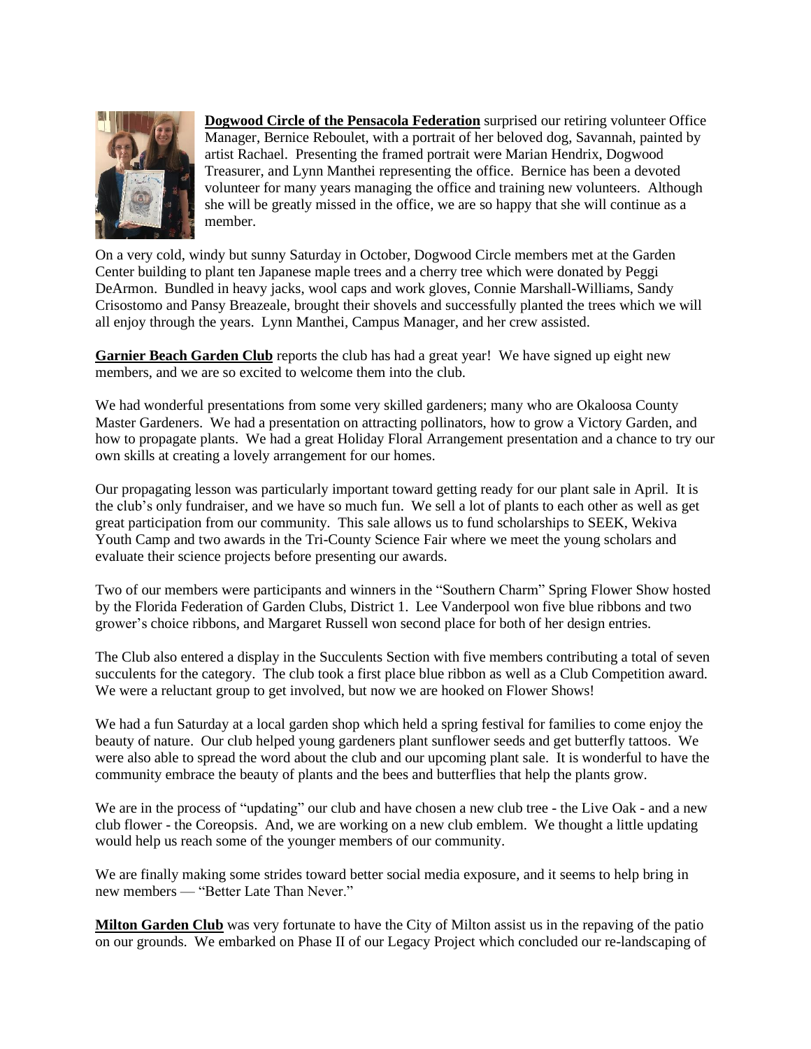**Dogwood Circle of the Pensacola Federation** surprised our retiring volunteer Office Manager, Bernice Reboulet, with a portrait of her beloved dog, Savannah, painted by artist Rachael. Presenting the framed portrait were Marian Hendrix, Dogwood Treasurer, and Lynn Manthei representing the office. Bernice has been a devoted volunteer for many years managing the office and training new volunteers. Although she will be greatly missed in the office, we are so happy that she will continue as a member.

On a very cold, windy but sunny Saturday in October, Dogwood Circle members met at the Garden Center building to plant ten Japanese maple trees and a cherry tree which were donated by Peggi DeArmon. Bundled in heavy jacks, wool caps and work gloves, Connie Marshall-Williams, Sandy Crisostomo and Pansy Breazeale, brought their shovels and successfully planted the trees which we will all enjoy through the years. Lynn Manthei, Campus Manager, and her crew assisted.

**Garnier Beach Garden Club** reports the club has had a great year! We have signed up eight new members, and we are so excited to welcome them into the club.

We had wonderful presentations from some very skilled gardeners; many who are Okaloosa County Master Gardeners. We had a presentation on attracting pollinators, how to grow a Victory Garden, and how to propagate plants. We had a great Holiday Floral Arrangement presentation and a chance to try our own skills at creating a lovely arrangement for our homes.

Our propagating lesson was particularly important toward getting ready for our plant sale in April. It is the club's only fundraiser, and we have so much fun. We sell a lot of plants to each other as well as get great participation from our community. This sale allows us to fund scholarships to SEEK, Wekiva Youth Camp and two awards in the Tri-County Science Fair where we meet the young scholars and evaluate their science projects before presenting our awards.

Two of our members were participants and winners in the "Southern Charm" Spring Flower Show hosted by the Florida Federation of Garden Clubs, District 1. Lee Vanderpool won five blue ribbons and two grower's choice ribbons, and Margaret Russell won second place for both of her design entries.

The Club also entered a display in the Succulents Section with five members contributing a total of seven succulents for the category. The club took a first place blue ribbon as well as a Club Competition award. We were a reluctant group to get involved, but now we are hooked on Flower Shows!

We had a fun Saturday at a local garden shop which held a spring festival for families to come enjoy the beauty of nature. Our club helped young gardeners plant sunflower seeds and get butterfly tattoos. We were also able to spread the word about the club and our upcoming plant sale. It is wonderful to have the community embrace the beauty of plants and the bees and butterflies that help the plants grow.

We are in the process of "updating" our club and have chosen a new club tree - the Live Oak - and a new club flower - the Coreopsis. And, we are working on a new club emblem. We thought a little updating would help us reach some of the younger members of our community.

We are finally making some strides toward better social media exposure, and it seems to help bring in new members — "Better Late Than Never."

**Milton Garden Club** was very fortunate to have the City of Milton assist us in the repaving of the patio on our grounds. We embarked on Phase II of our Legacy Project which concluded our re-landscaping of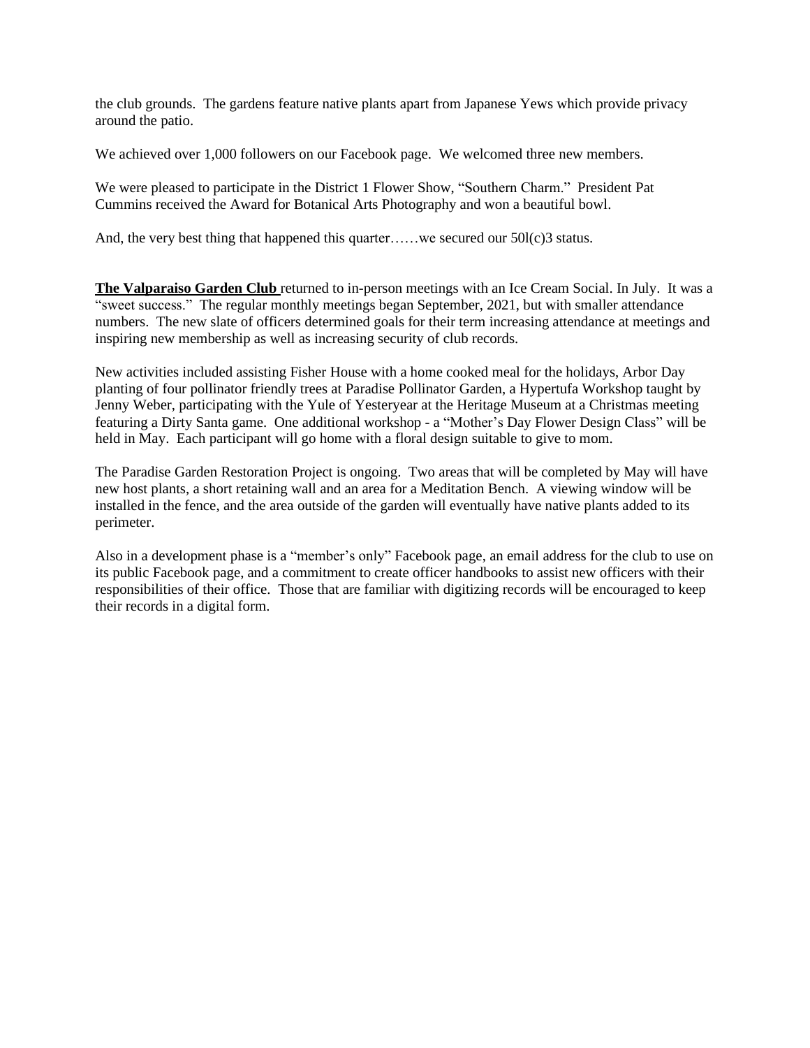the club grounds. The gardens feature native plants apart from Japanese Yews which provide privacy around the patio.

We achieved over 1,000 followers on our Facebook page. We welcomed three new members.

We were pleased to participate in the District 1 Flower Show, "Southern Charm." President Pat Cummins received the Award for Botanical Arts Photography and won a beautiful bowl.

And, the very best thing that happened this quarter……we secured our 50l(c)3 status.

**The Valparaiso Garden Club** returned to in-person meetings with an Ice Cream Social. In July. It was a "sweet success." The regular monthly meetings began September, 2021, but with smaller attendance numbers. The new slate of officers determined goals for their term increasing attendance at meetings and inspiring new membership as well as increasing security of club records.

New activities included assisting Fisher House with a home cooked meal for the holidays, Arbor Day planting of four pollinator friendly trees at Paradise Pollinator Garden, a Hypertufa Workshop taught by Jenny Weber, participating with the Yule of Yesteryear at the Heritage Museum at a Christmas meeting featuring a Dirty Santa game. One additional workshop - a "Mother's Day Flower Design Class" will be held in May. Each participant will go home with a floral design suitable to give to mom.

The Paradise Garden Restoration Project is ongoing. Two areas that will be completed by May will have new host plants, a short retaining wall and an area for a Meditation Bench. A viewing window will be installed in the fence, and the area outside of the garden will eventually have native plants added to its perimeter.

Also in a development phase is a "member's only" Facebook page, an email address for the club to use on its public Facebook page, and a commitment to create officer handbooks to assist new officers with their responsibilities of their office. Those that are familiar with digitizing records will be encouraged to keep their records in a digital form.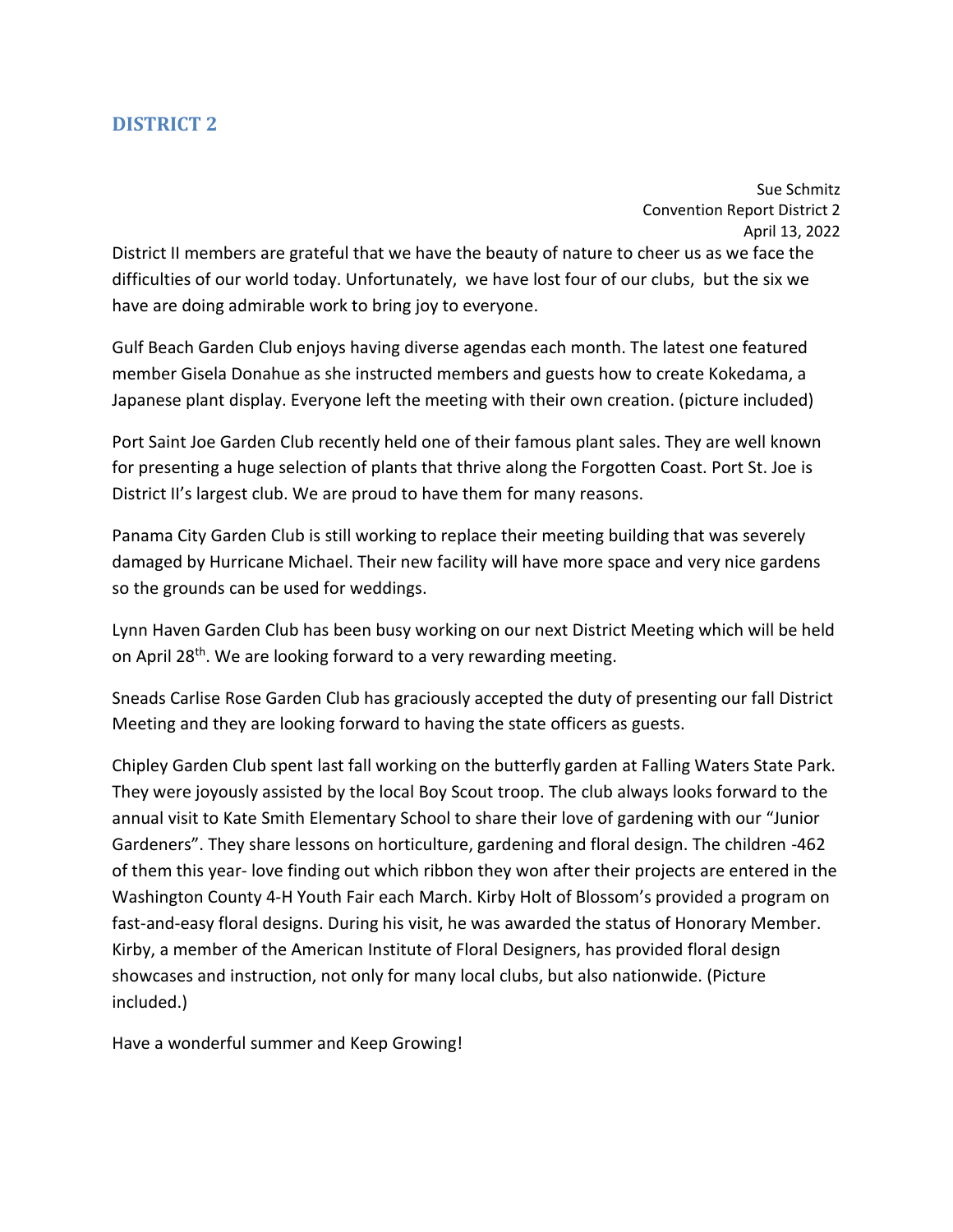## DISTRICT 2

Sue Schmitz
Convention Report District 2
April 13, 2022

District II members are grateful that we have the beauty of nature to cheer us as we face the difficulties of our world today. Unfortunately, we have lost four of our clubs, but the six we have are doing admirable work to bring joy to everyone.

Gulf Beach Garden Club enjoys having diverse agendas each month. The latest one featured member Gisela Donahue as she instructed members and guests how to create Kokedama, a Japanese plant display. Everyone left the meeting with their own creation. (picture included)

Port Saint Joe Garden Club recently held one of their famous plant sales. They are well known for presenting a huge selection of plants that thrive along the Forgotten Coast. Port St. Joe is District II's largest club. We are proud to have them for many reasons.

Panama City Garden Club is still working to replace their meeting building that was severely damaged by Hurricane Michael. Their new facility will have more space and very nice gardens so the grounds can be used for weddings.

Lynn Haven Garden Club has been busy working on our next District Meeting which will be held on April 28th. We are looking forward to a very rewarding meeting.

Sneads Carlise Rose Garden Club has graciously accepted the duty of presenting our fall District Meeting and they are looking forward to having the state officers as guests.

Chipley Garden Club spent last fall working on the butterfly garden at Falling Waters State Park. They were joyously assisted by the local Boy Scout troop. The club always looks forward to the annual visit to Kate Smith Elementary School to share their love of gardening with our "Junior Gardeners". They share lessons on horticulture, gardening and floral design. The children -462 of them this year- love finding out which ribbon they won after their projects are entered in the Washington County 4-H Youth Fair each March. Kirby Holt of Blossom's provided a program on fast-and-easy floral designs. During his visit, he was awarded the status of Honorary Member. Kirby, a member of the American Institute of Floral Designers, has provided floral design showcases and instruction, not only for many local clubs, but also nationwide. (Picture included.)

Have a wonderful summer and Keep Growing!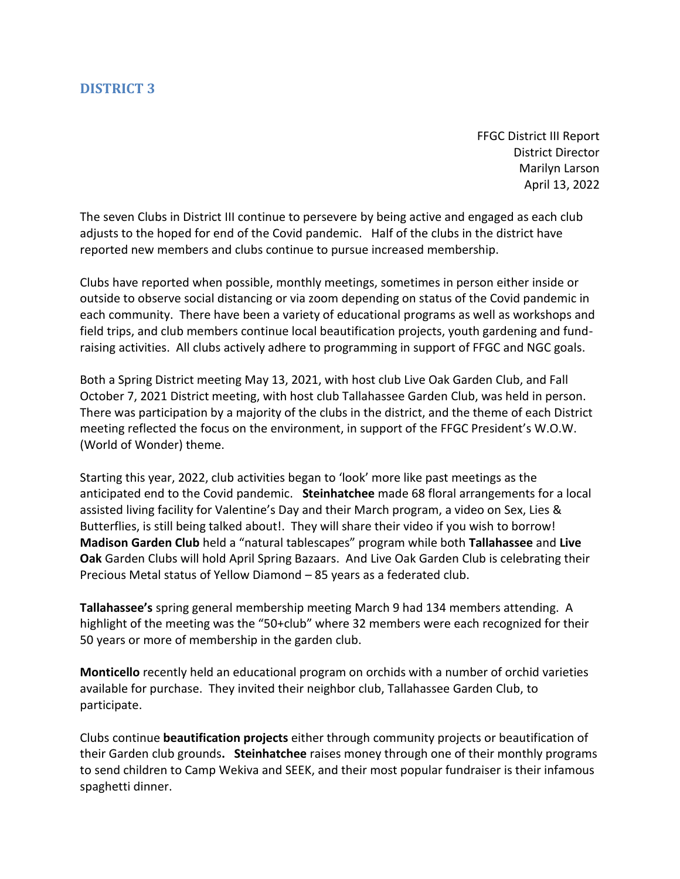## DISTRICT 3

FFGC District III Report
District Director
Marilyn Larson
April 13, 2022

The seven Clubs in District III continue to persevere by being active and engaged as each club adjusts to the hoped for end of the Covid pandemic. Half of the clubs in the district have reported new members and clubs continue to pursue increased membership.

Clubs have reported when possible, monthly meetings, sometimes in person either inside or outside to observe social distancing or via zoom depending on status of the Covid pandemic in each community. There have been a variety of educational programs as well as workshops and field trips, and club members continue local beautification projects, youth gardening and fund-raising activities. All clubs actively adhere to programming in support of FFGC and NGC goals.

Both a Spring District meeting May 13, 2021, with host club Live Oak Garden Club, and Fall October 7, 2021 District meeting, with host club Tallahassee Garden Club, was held in person. There was participation by a majority of the clubs in the district, and the theme of each District meeting reflected the focus on the environment, in support of the FFGC President's W.O.W. (World of Wonder) theme.

Starting this year, 2022, club activities began to 'look' more like past meetings as the anticipated end to the Covid pandemic. **Steinhatchee** made 68 floral arrangements for a local assisted living facility for Valentine's Day and their March program, a video on Sex, Lies & Butterflies, is still being talked about!. They will share their video if you wish to borrow! **Madison Garden Club** held a "natural tablescapes" program while both **Tallahassee** and **Live Oak** Garden Clubs will hold April Spring Bazaars. And Live Oak Garden Club is celebrating their Precious Metal status of Yellow Diamond – 85 years as a federated club.

**Tallahassee's** spring general membership meeting March 9 had 134 members attending. A highlight of the meeting was the "50+club" where 32 members were each recognized for their 50 years or more of membership in the garden club.

**Monticello** recently held an educational program on orchids with a number of orchid varieties available for purchase. They invited their neighbor club, Tallahassee Garden Club, to participate.

Clubs continue **beautification projects** either through community projects or beautification of their Garden club grounds**.** **Steinhatchee** raises money through one of their monthly programs to send children to Camp Wekiva and SEEK, and their most popular fundraiser is their infamous spaghetti dinner.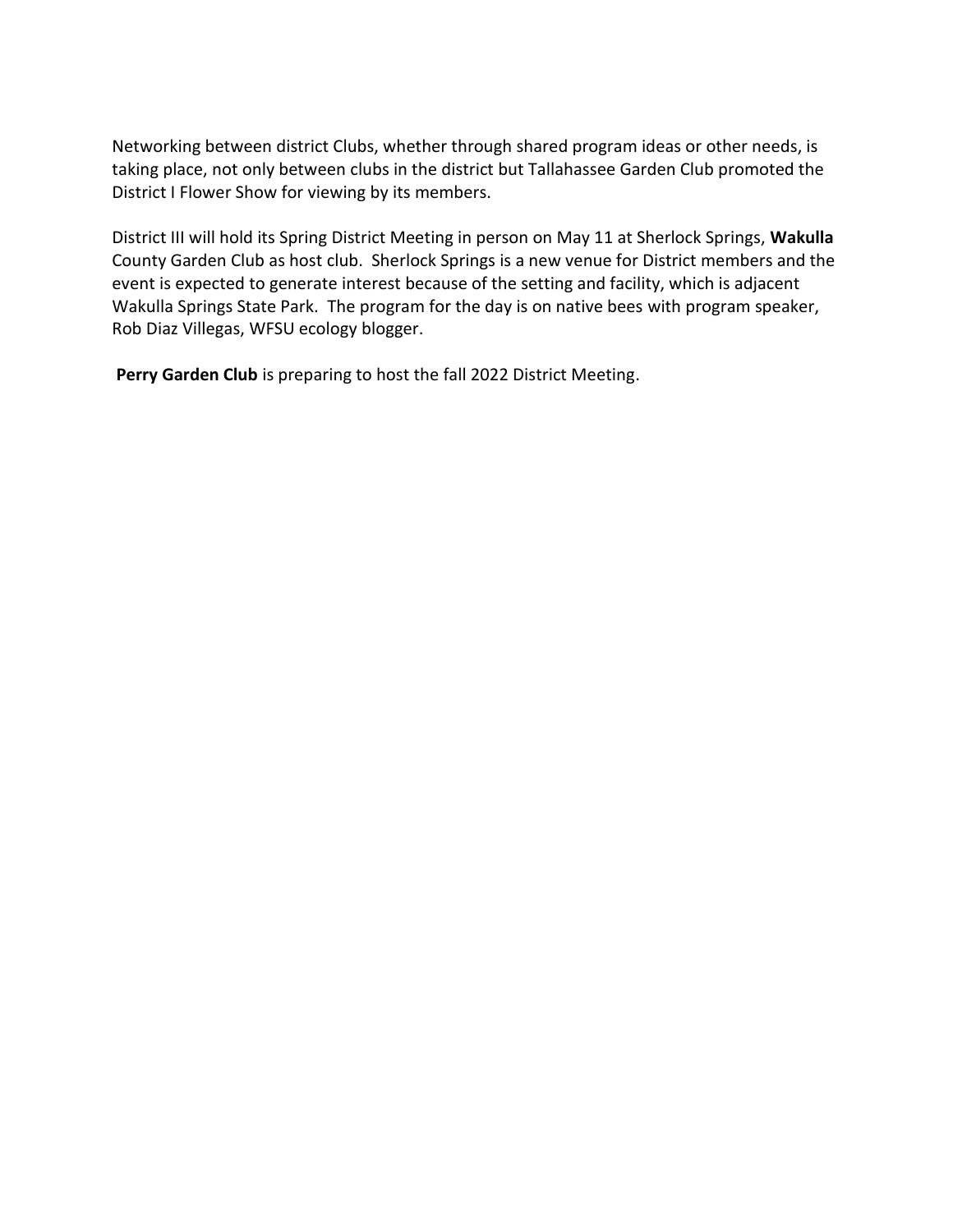Networking between district Clubs, whether through shared program ideas or other needs, is taking place, not only between clubs in the district but Tallahassee Garden Club promoted the District I Flower Show for viewing by its members.

District III will hold its Spring District Meeting in person on May 11 at Sherlock Springs, **Wakulla** County Garden Club as host club. Sherlock Springs is a new venue for District members and the event is expected to generate interest because of the setting and facility, which is adjacent Wakulla Springs State Park. The program for the day is on native bees with program speaker, Rob Diaz Villegas, WFSU ecology blogger.

**Perry Garden Club** is preparing to host the fall 2022 District Meeting.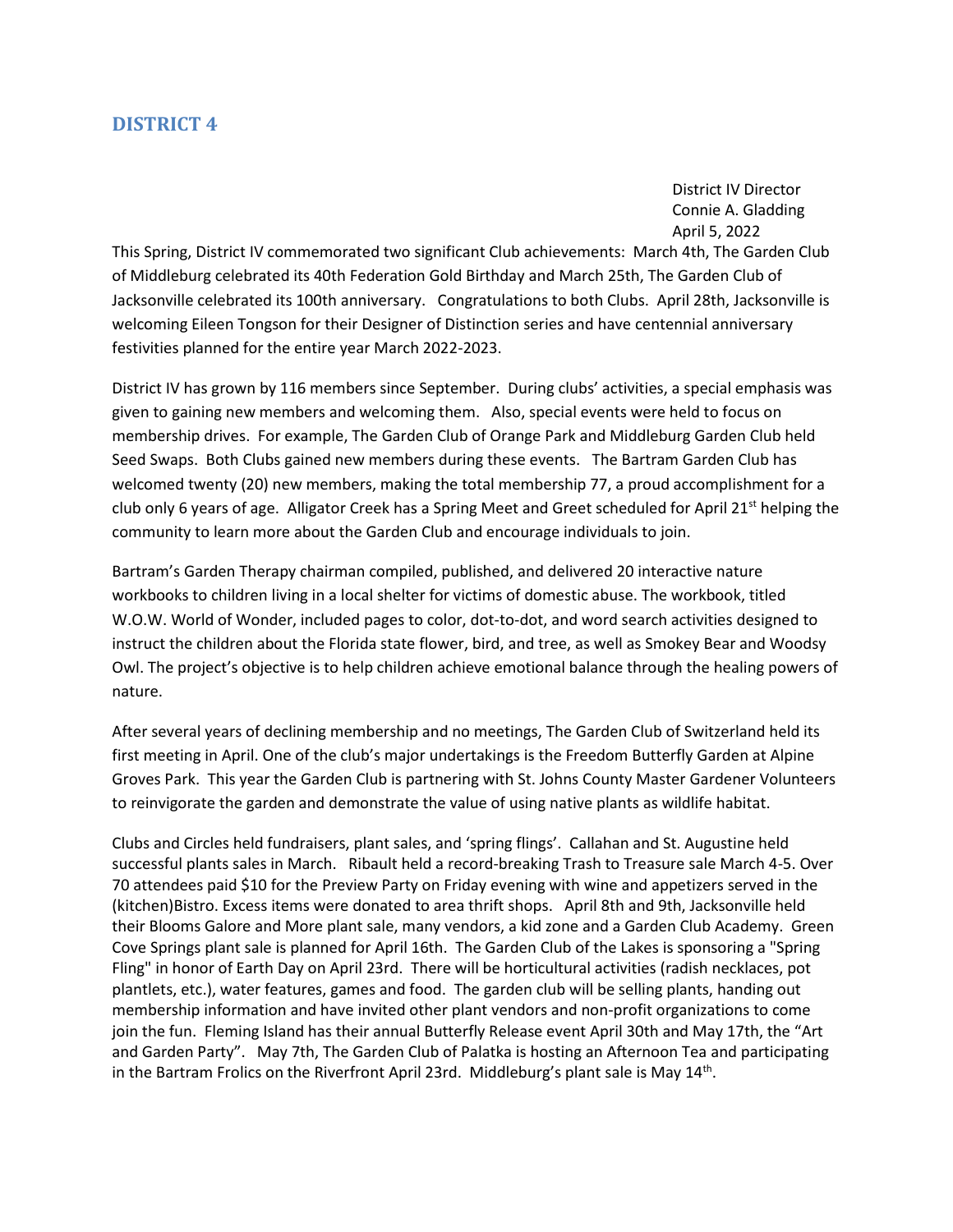## DISTRICT 4

District IV Director
Connie A. Gladding
April 5, 2022

This Spring, District IV commemorated two significant Club achievements: March 4th, The Garden Club of Middleburg celebrated its 40th Federation Gold Birthday and March 25th, The Garden Club of Jacksonville celebrated its 100th anniversary. Congratulations to both Clubs. April 28th, Jacksonville is welcoming Eileen Tongson for their Designer of Distinction series and have centennial anniversary festivities planned for the entire year March 2022-2023.

District IV has grown by 116 members since September. During clubs' activities, a special emphasis was given to gaining new members and welcoming them. Also, special events were held to focus on membership drives. For example, The Garden Club of Orange Park and Middleburg Garden Club held Seed Swaps. Both Clubs gained new members during these events. The Bartram Garden Club has welcomed twenty (20) new members, making the total membership 77, a proud accomplishment for a club only 6 years of age. Alligator Creek has a Spring Meet and Greet scheduled for April 21st helping the community to learn more about the Garden Club and encourage individuals to join.

Bartram's Garden Therapy chairman compiled, published, and delivered 20 interactive nature workbooks to children living in a local shelter for victims of domestic abuse. The workbook, titled W.O.W. World of Wonder, included pages to color, dot-to-dot, and word search activities designed to instruct the children about the Florida state flower, bird, and tree, as well as Smokey Bear and Woodsy Owl. The project's objective is to help children achieve emotional balance through the healing powers of nature.

After several years of declining membership and no meetings, The Garden Club of Switzerland held its first meeting in April. One of the club's major undertakings is the Freedom Butterfly Garden at Alpine Groves Park. This year the Garden Club is partnering with St. Johns County Master Gardener Volunteers to reinvigorate the garden and demonstrate the value of using native plants as wildlife habitat.

Clubs and Circles held fundraisers, plant sales, and 'spring flings'. Callahan and St. Augustine held successful plants sales in March. Ribault held a record-breaking Trash to Treasure sale March 4-5. Over 70 attendees paid $10 for the Preview Party on Friday evening with wine and appetizers served in the (kitchen)Bistro. Excess items were donated to area thrift shops. April 8th and 9th, Jacksonville held their Blooms Galore and More plant sale, many vendors, a kid zone and a Garden Club Academy. Green Cove Springs plant sale is planned for April 16th. The Garden Club of the Lakes is sponsoring a "Spring Fling" in honor of Earth Day on April 23rd. There will be horticultural activities (radish necklaces, pot plantlets, etc.), water features, games and food. The garden club will be selling plants, handing out membership information and have invited other plant vendors and non-profit organizations to come join the fun. Fleming Island has their annual Butterfly Release event April 30th and May 17th, the "Art and Garden Party". May 7th, The Garden Club of Palatka is hosting an Afternoon Tea and participating in the Bartram Frolics on the Riverfront April 23rd. Middleburg's plant sale is May 14th.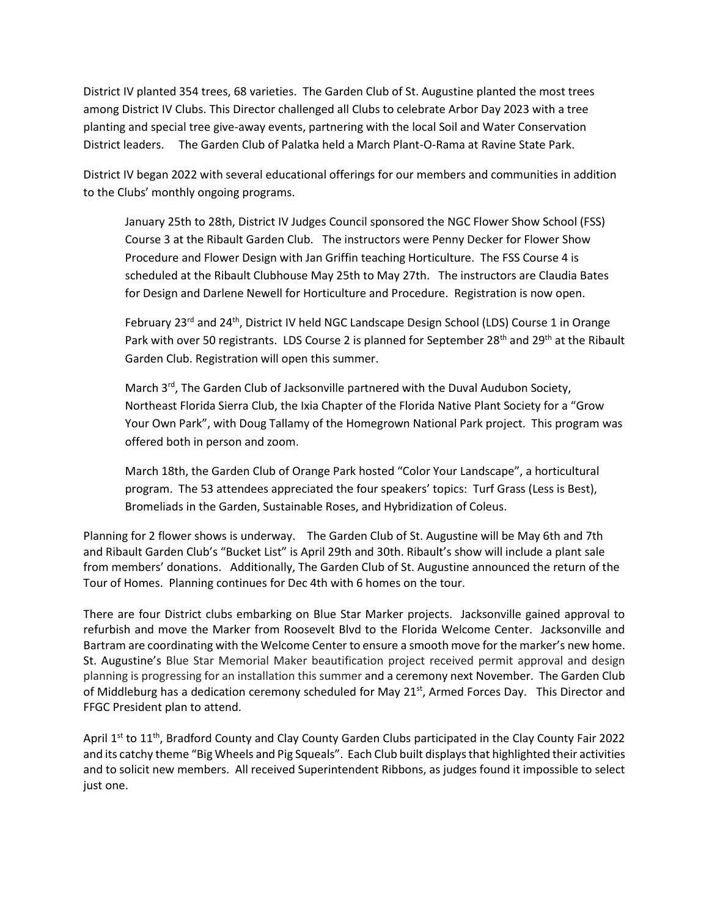District IV planted 354 trees, 68 varieties. The Garden Club of St. Augustine planted the most trees among District IV Clubs. This Director challenged all Clubs to celebrate Arbor Day 2023 with a tree planting and special tree give-away events, partnering with the local Soil and Water Conservation District leaders. The Garden Club of Palatka held a March Plant-O-Rama at Ravine State Park.

District IV began 2022 with several educational offerings for our members and communities in addition to the Clubs' monthly ongoing programs.

> January 25th to 28th, District IV Judges Council sponsored the NGC Flower Show School (FSS) Course 3 at the Ribault Garden Club. The instructors were Penny Decker for Flower Show Procedure and Flower Design with Jan Griffin teaching Horticulture. The FSS Course 4 is scheduled at the Ribault Clubhouse May 25th to May 27th. The instructors are Claudia Bates for Design and Darlene Newell for Horticulture and Procedure. Registration is now open.
>
> February 23rd and 24th, District IV held NGC Landscape Design School (LDS) Course 1 in Orange Park with over 50 registrants. LDS Course 2 is planned for September 28th and 29th at the Ribault Garden Club. Registration will open this summer.
>
> March 3rd, The Garden Club of Jacksonville partnered with the Duval Audubon Society, Northeast Florida Sierra Club, the Ixia Chapter of the Florida Native Plant Society for a "Grow Your Own Park", with Doug Tallamy of the Homegrown National Park project. This program was offered both in person and zoom.
>
> March 18th, the Garden Club of Orange Park hosted "Color Your Landscape", a horticultural program. The 53 attendees appreciated the four speakers' topics: Turf Grass (Less is Best), Bromeliads in the Garden, Sustainable Roses, and Hybridization of Coleus.

Planning for 2 flower shows is underway. The Garden Club of St. Augustine will be May 6th and 7th and Ribault Garden Club's "Bucket List" is April 29th and 30th. Ribault's show will include a plant sale from members' donations. Additionally, The Garden Club of St. Augustine announced the return of the Tour of Homes. Planning continues for Dec 4th with 6 homes on the tour.

There are four District clubs embarking on Blue Star Marker projects. Jacksonville gained approval to refurbish and move the Marker from Roosevelt Blvd to the Florida Welcome Center. Jacksonville and Bartram are coordinating with the Welcome Center to ensure a smooth move for the marker's new home. St. Augustine's Blue Star Memorial Maker beautification project received permit approval and design planning is progressing for an installation this summer and a ceremony next November. The Garden Club of Middleburg has a dedication ceremony scheduled for May 21st, Armed Forces Day. This Director and FFGC President plan to attend.

April 1st to 11th, Bradford County and Clay County Garden Clubs participated in the Clay County Fair 2022 and its catchy theme "Big Wheels and Pig Squeals". Each Club built displays that highlighted their activities and to solicit new members. All received Superintendent Ribbons, as judges found it impossible to select just one.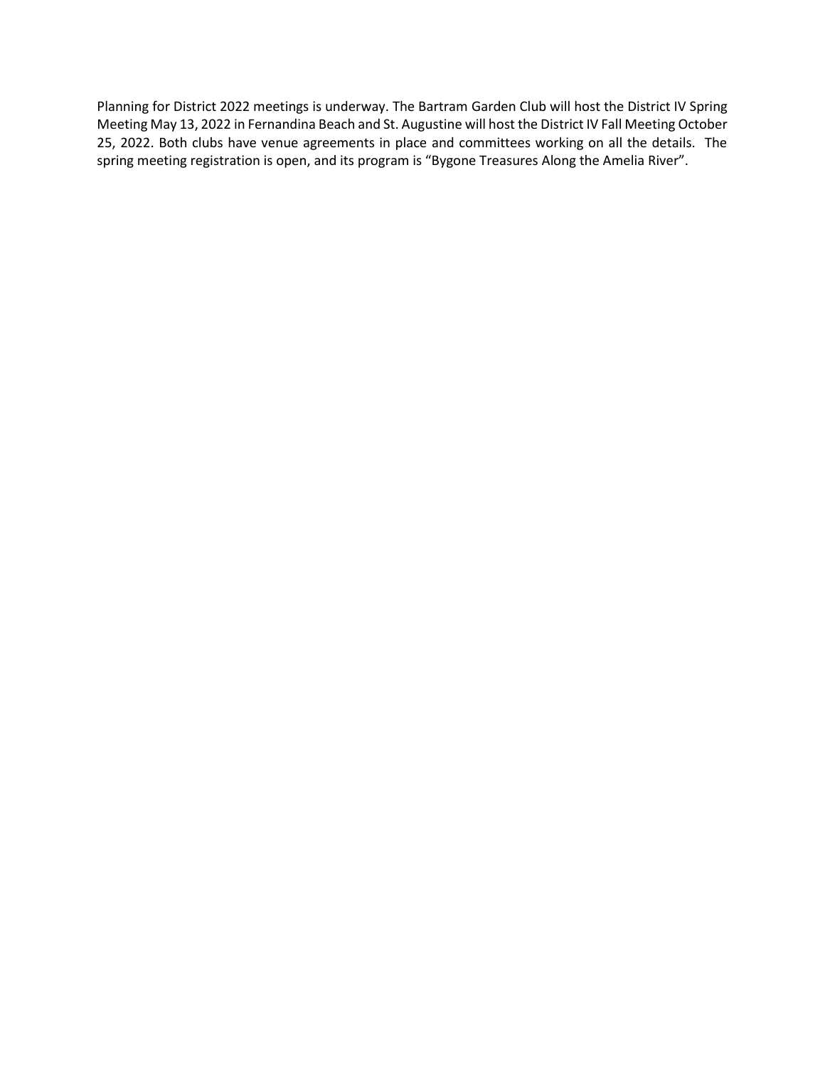Planning for District 2022 meetings is underway. The Bartram Garden Club will host the District IV Spring Meeting May 13, 2022 in Fernandina Beach and St. Augustine will host the District IV Fall Meeting October 25, 2022. Both clubs have venue agreements in place and committees working on all the details. The spring meeting registration is open, and its program is "Bygone Treasures Along the Amelia River".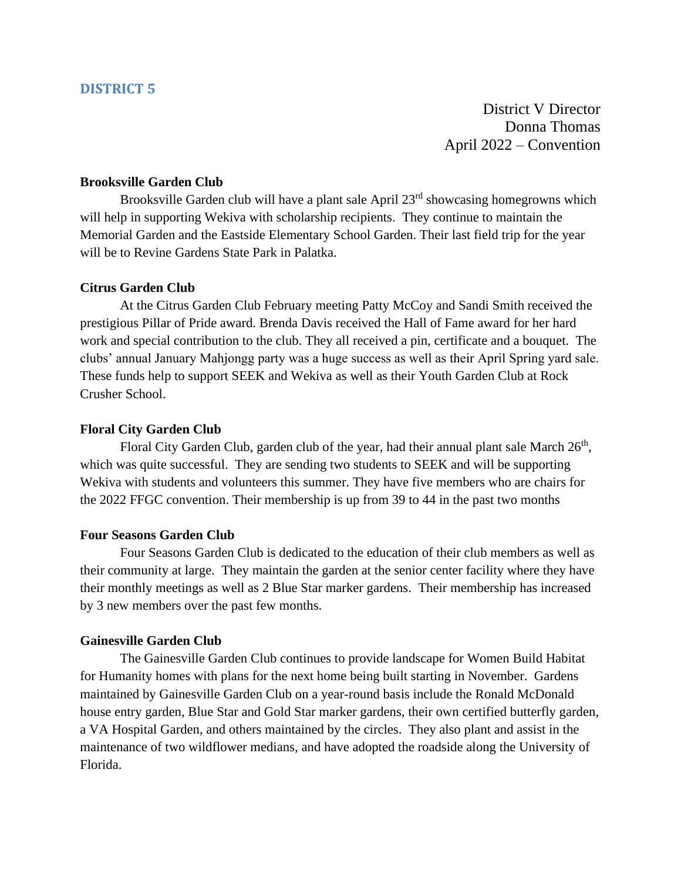## DISTRICT 5

District V Director
Donna Thomas
April 2022 – Convention

**Brooksville Garden Club**

Brooksville Garden club will have a plant sale April 23rd showcasing homegrowns which will help in supporting Wekiva with scholarship recipients. They continue to maintain the Memorial Garden and the Eastside Elementary School Garden. Their last field trip for the year will be to Revine Gardens State Park in Palatka.

**Citrus Garden Club**

At the Citrus Garden Club February meeting Patty McCoy and Sandi Smith received the prestigious Pillar of Pride award. Brenda Davis received the Hall of Fame award for her hard work and special contribution to the club. They all received a pin, certificate and a bouquet. The clubs' annual January Mahjongg party was a huge success as well as their April Spring yard sale. These funds help to support SEEK and Wekiva as well as their Youth Garden Club at Rock Crusher School.

**Floral City Garden Club**

Floral City Garden Club, garden club of the year, had their annual plant sale March 26th, which was quite successful. They are sending two students to SEEK and will be supporting Wekiva with students and volunteers this summer. They have five members who are chairs for the 2022 FFGC convention. Their membership is up from 39 to 44 in the past two months

**Four Seasons Garden Club**

Four Seasons Garden Club is dedicated to the education of their club members as well as their community at large. They maintain the garden at the senior center facility where they have their monthly meetings as well as 2 Blue Star marker gardens. Their membership has increased by 3 new members over the past few months.

**Gainesville Garden Club**

The Gainesville Garden Club continues to provide landscape for Women Build Habitat for Humanity homes with plans for the next home being built starting in November. Gardens maintained by Gainesville Garden Club on a year-round basis include the Ronald McDonald house entry garden, Blue Star and Gold Star marker gardens, their own certified butterfly garden, a VA Hospital Garden, and others maintained by the circles. They also plant and assist in the maintenance of two wildflower medians, and have adopted the roadside along the University of Florida.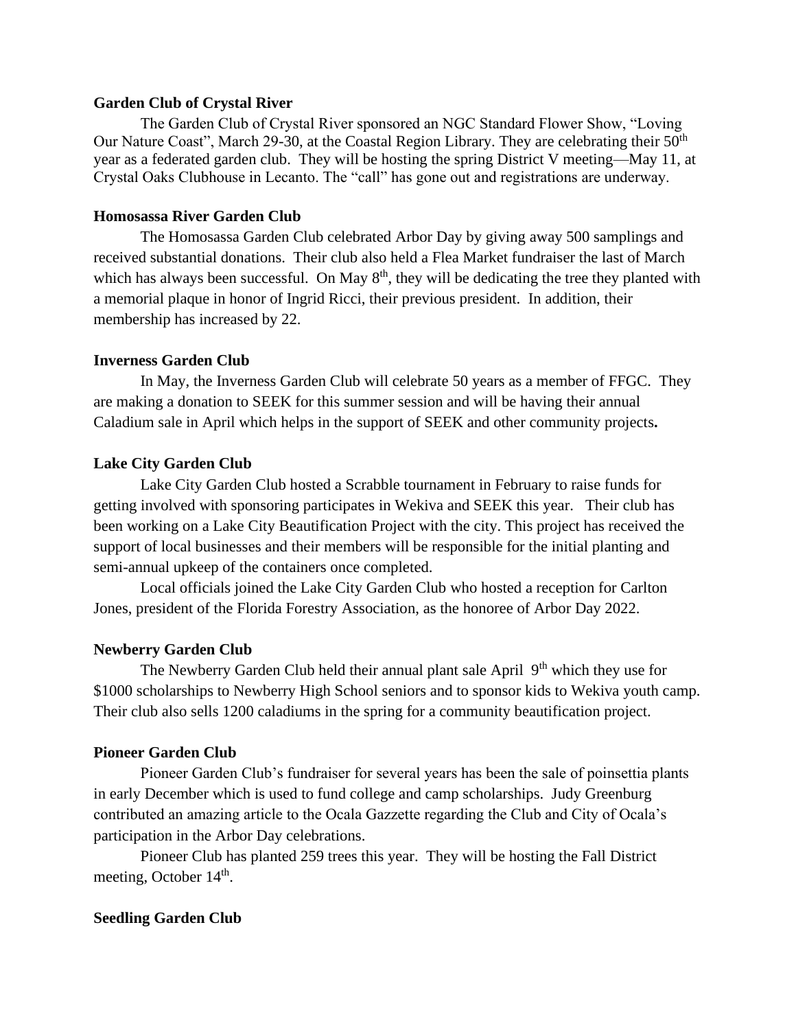**Garden Club of Crystal River**

The Garden Club of Crystal River sponsored an NGC Standard Flower Show, "Loving Our Nature Coast", March 29-30, at the Coastal Region Library. They are celebrating their 50th year as a federated garden club. They will be hosting the spring District V meeting—May 11, at Crystal Oaks Clubhouse in Lecanto. The "call" has gone out and registrations are underway.

**Homosassa River Garden Club**

The Homosassa Garden Club celebrated Arbor Day by giving away 500 samplings and received substantial donations. Their club also held a Flea Market fundraiser the last of March which has always been successful. On May 8th, they will be dedicating the tree they planted with a memorial plaque in honor of Ingrid Ricci, their previous president. In addition, their membership has increased by 22.

**Inverness Garden Club**

In May, the Inverness Garden Club will celebrate 50 years as a member of FFGC. They are making a donation to SEEK for this summer session and will be having their annual Caladium sale in April which helps in the support of SEEK and other community projects**.**

**Lake City Garden Club**

Lake City Garden Club hosted a Scrabble tournament in February to raise funds for getting involved with sponsoring participates in Wekiva and SEEK this year. Their club has been working on a Lake City Beautification Project with the city. This project has received the support of local businesses and their members will be responsible for the initial planting and semi-annual upkeep of the containers once completed.

Local officials joined the Lake City Garden Club who hosted a reception for Carlton Jones, president of the Florida Forestry Association, as the honoree of Arbor Day 2022.

**Newberry Garden Club**

The Newberry Garden Club held their annual plant sale April 9th which they use for $1000 scholarships to Newberry High School seniors and to sponsor kids to Wekiva youth camp. Their club also sells 1200 caladiums in the spring for a community beautification project.

**Pioneer Garden Club**

Pioneer Garden Club's fundraiser for several years has been the sale of poinsettia plants in early December which is used to fund college and camp scholarships. Judy Greenburg contributed an amazing article to the Ocala Gazzette regarding the Club and City of Ocala's participation in the Arbor Day celebrations.

Pioneer Club has planted 259 trees this year. They will be hosting the Fall District meeting, October 14th.

**Seedling Garden Club**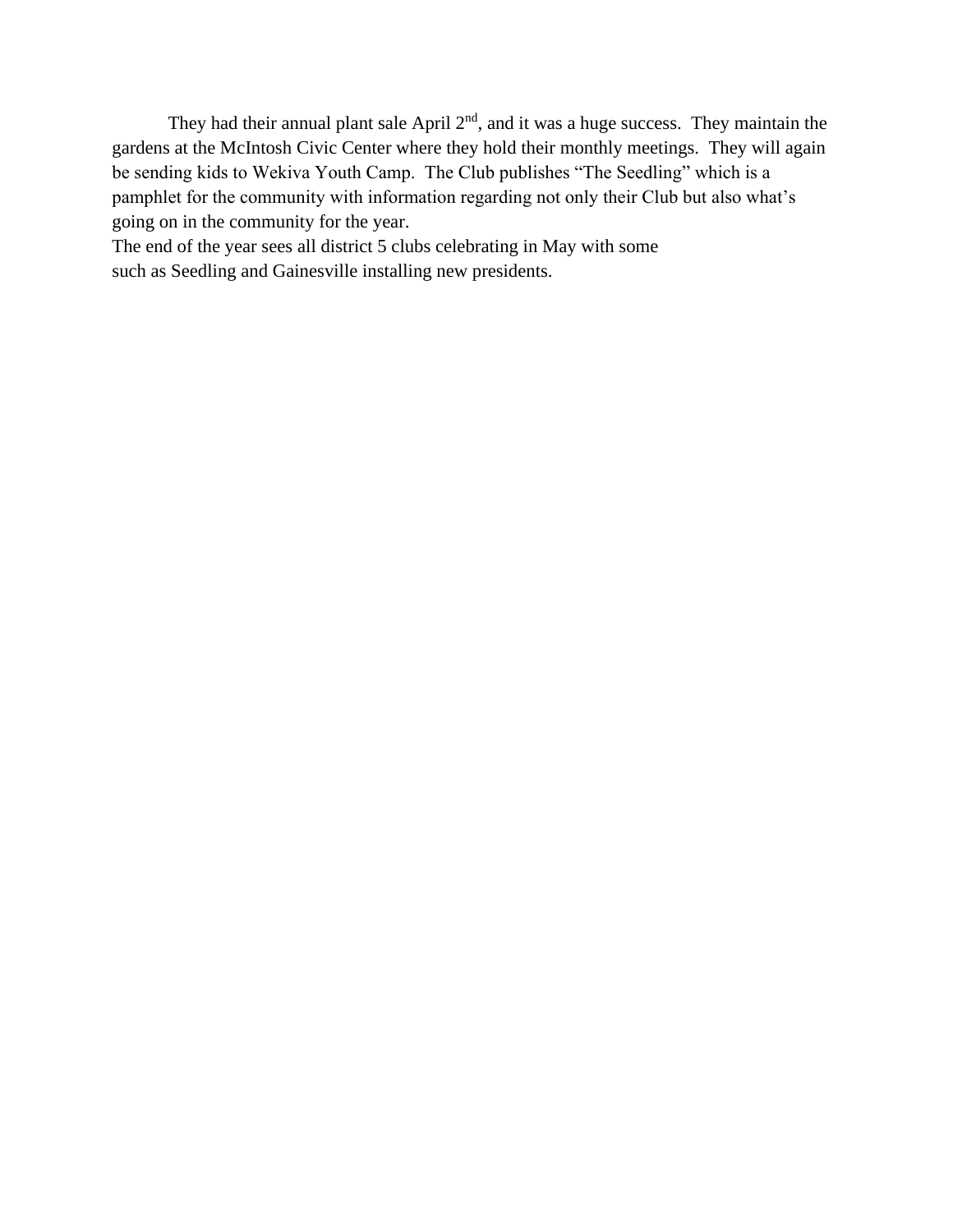They had their annual plant sale April 2nd, and it was a huge success. They maintain the gardens at the McIntosh Civic Center where they hold their monthly meetings. They will again be sending kids to Wekiva Youth Camp. The Club publishes "The Seedling" which is a pamphlet for the community with information regarding not only their Club but also what's going on in the community for the year.

The end of the year sees all district 5 clubs celebrating in May with some such as Seedling and Gainesville installing new presidents.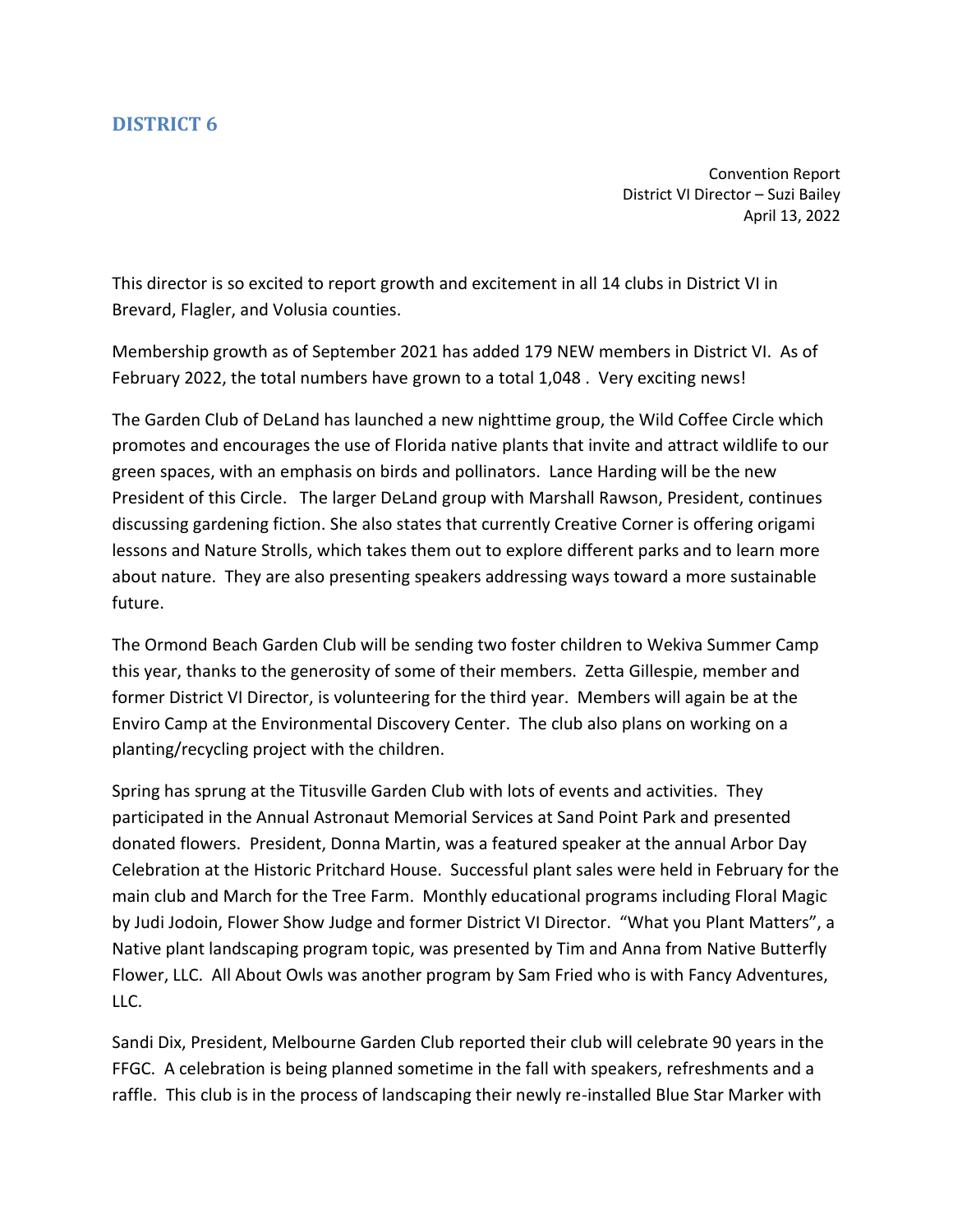## DISTRICT 6

Convention Report
District VI Director – Suzi Bailey
April 13, 2022

This director is so excited to report growth and excitement in all 14 clubs in District VI in Brevard, Flagler, and Volusia counties.

Membership growth as of September 2021 has added 179 NEW members in District VI. As of February 2022, the total numbers have grown to a total 1,048 . Very exciting news!

The Garden Club of DeLand has launched a new nighttime group, the Wild Coffee Circle which promotes and encourages the use of Florida native plants that invite and attract wildlife to our green spaces, with an emphasis on birds and pollinators. Lance Harding will be the new President of this Circle. The larger DeLand group with Marshall Rawson, President, continues discussing gardening fiction. She also states that currently Creative Corner is offering origami lessons and Nature Strolls, which takes them out to explore different parks and to learn more about nature. They are also presenting speakers addressing ways toward a more sustainable future.

The Ormond Beach Garden Club will be sending two foster children to Wekiva Summer Camp this year, thanks to the generosity of some of their members. Zetta Gillespie, member and former District VI Director, is volunteering for the third year. Members will again be at the Enviro Camp at the Environmental Discovery Center. The club also plans on working on a planting/recycling project with the children.

Spring has sprung at the Titusville Garden Club with lots of events and activities. They participated in the Annual Astronaut Memorial Services at Sand Point Park and presented donated flowers. President, Donna Martin, was a featured speaker at the annual Arbor Day Celebration at the Historic Pritchard House. Successful plant sales were held in February for the main club and March for the Tree Farm. Monthly educational programs including Floral Magic by Judi Jodoin, Flower Show Judge and former District VI Director. "What you Plant Matters", a Native plant landscaping program topic, was presented by Tim and Anna from Native Butterfly Flower, LLC. All About Owls was another program by Sam Fried who is with Fancy Adventures, LLC.

Sandi Dix, President, Melbourne Garden Club reported their club will celebrate 90 years in the FFGC. A celebration is being planned sometime in the fall with speakers, refreshments and a raffle. This club is in the process of landscaping their newly re-installed Blue Star Marker with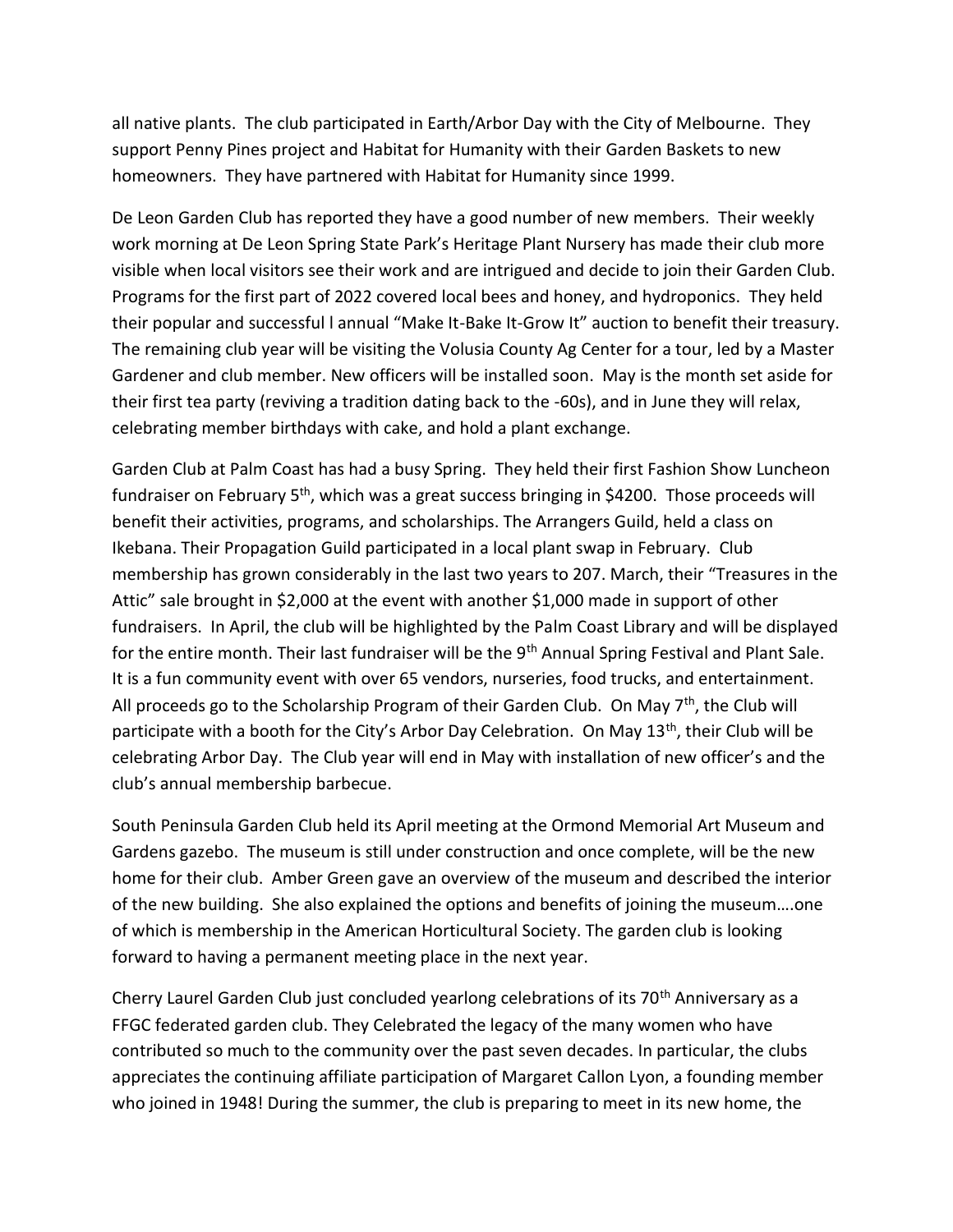all native plants. The club participated in Earth/Arbor Day with the City of Melbourne. They support Penny Pines project and Habitat for Humanity with their Garden Baskets to new homeowners. They have partnered with Habitat for Humanity since 1999.

De Leon Garden Club has reported they have a good number of new members. Their weekly work morning at De Leon Spring State Park's Heritage Plant Nursery has made their club more visible when local visitors see their work and are intrigued and decide to join their Garden Club. Programs for the first part of 2022 covered local bees and honey, and hydroponics. They held their popular and successful l annual "Make It-Bake It-Grow It" auction to benefit their treasury. The remaining club year will be visiting the Volusia County Ag Center for a tour, led by a Master Gardener and club member. New officers will be installed soon. May is the month set aside for their first tea party (reviving a tradition dating back to the -60s), and in June they will relax, celebrating member birthdays with cake, and hold a plant exchange.

Garden Club at Palm Coast has had a busy Spring. They held their first Fashion Show Luncheon fundraiser on February 5th, which was a great success bringing in $4200. Those proceeds will benefit their activities, programs, and scholarships. The Arrangers Guild, held a class on Ikebana. Their Propagation Guild participated in a local plant swap in February. Club membership has grown considerably in the last two years to 207. March, their "Treasures in the Attic" sale brought in $2,000 at the event with another $1,000 made in support of other fundraisers. In April, the club will be highlighted by the Palm Coast Library and will be displayed for the entire month. Their last fundraiser will be the 9th Annual Spring Festival and Plant Sale. It is a fun community event with over 65 vendors, nurseries, food trucks, and entertainment. All proceeds go to the Scholarship Program of their Garden Club. On May 7th, the Club will participate with a booth for the City's Arbor Day Celebration. On May 13th, their Club will be celebrating Arbor Day. The Club year will end in May with installation of new officer's and the club's annual membership barbecue.

South Peninsula Garden Club held its April meeting at the Ormond Memorial Art Museum and Gardens gazebo. The museum is still under construction and once complete, will be the new home for their club. Amber Green gave an overview of the museum and described the interior of the new building. She also explained the options and benefits of joining the museum….one of which is membership in the American Horticultural Society. The garden club is looking forward to having a permanent meeting place in the next year.

Cherry Laurel Garden Club just concluded yearlong celebrations of its 70th Anniversary as a FFGC federated garden club. They Celebrated the legacy of the many women who have contributed so much to the community over the past seven decades. In particular, the clubs appreciates the continuing affiliate participation of Margaret Callon Lyon, a founding member who joined in 1948! During the summer, the club is preparing to meet in its new home, the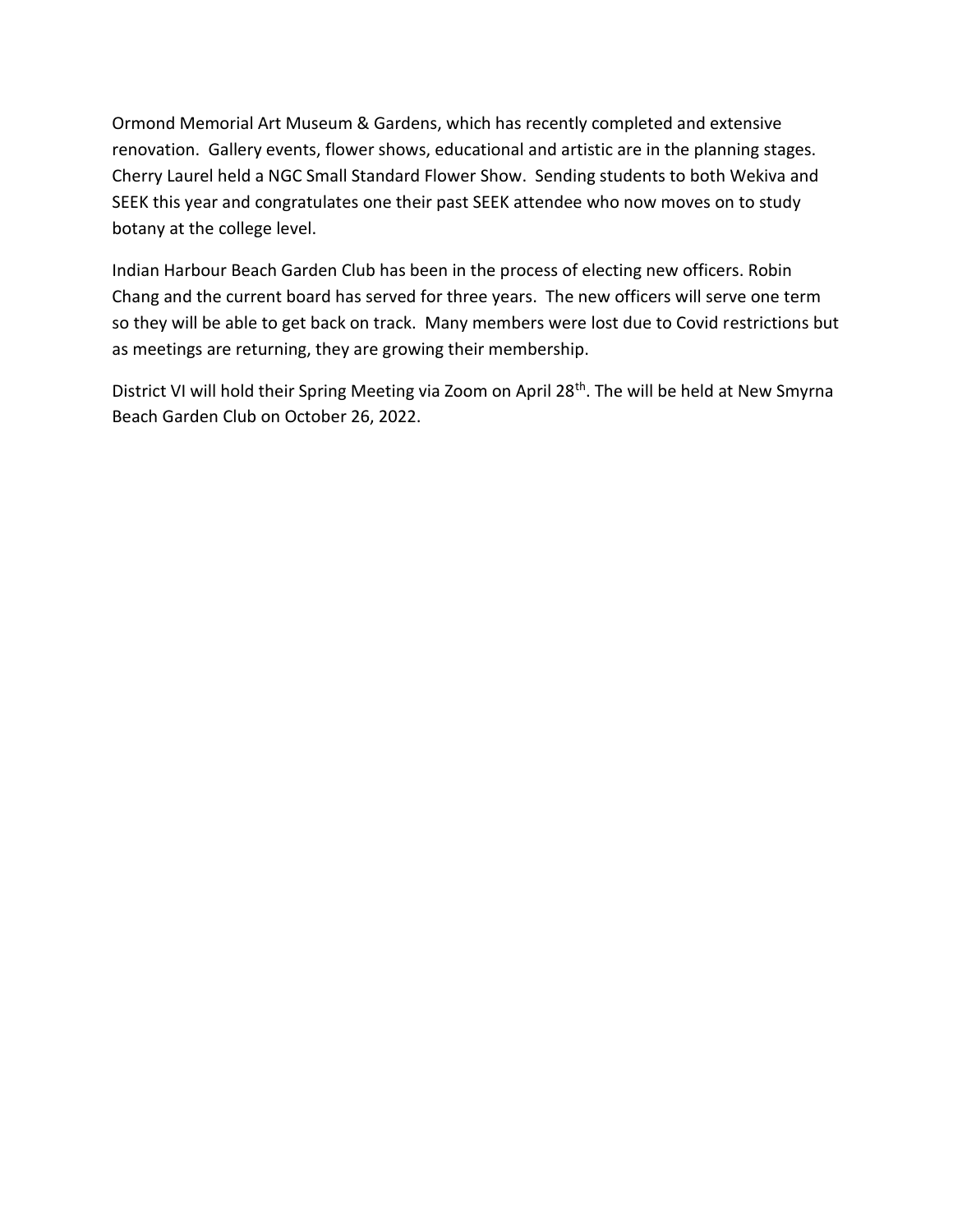Ormond Memorial Art Museum & Gardens, which has recently completed and extensive renovation. Gallery events, flower shows, educational and artistic are in the planning stages. Cherry Laurel held a NGC Small Standard Flower Show. Sending students to both Wekiva and SEEK this year and congratulates one their past SEEK attendee who now moves on to study botany at the college level.

Indian Harbour Beach Garden Club has been in the process of electing new officers. Robin Chang and the current board has served for three years. The new officers will serve one term so they will be able to get back on track. Many members were lost due to Covid restrictions but as meetings are returning, they are growing their membership.

District VI will hold their Spring Meeting via Zoom on April 28th. The will be held at New Smyrna Beach Garden Club on October 26, 2022.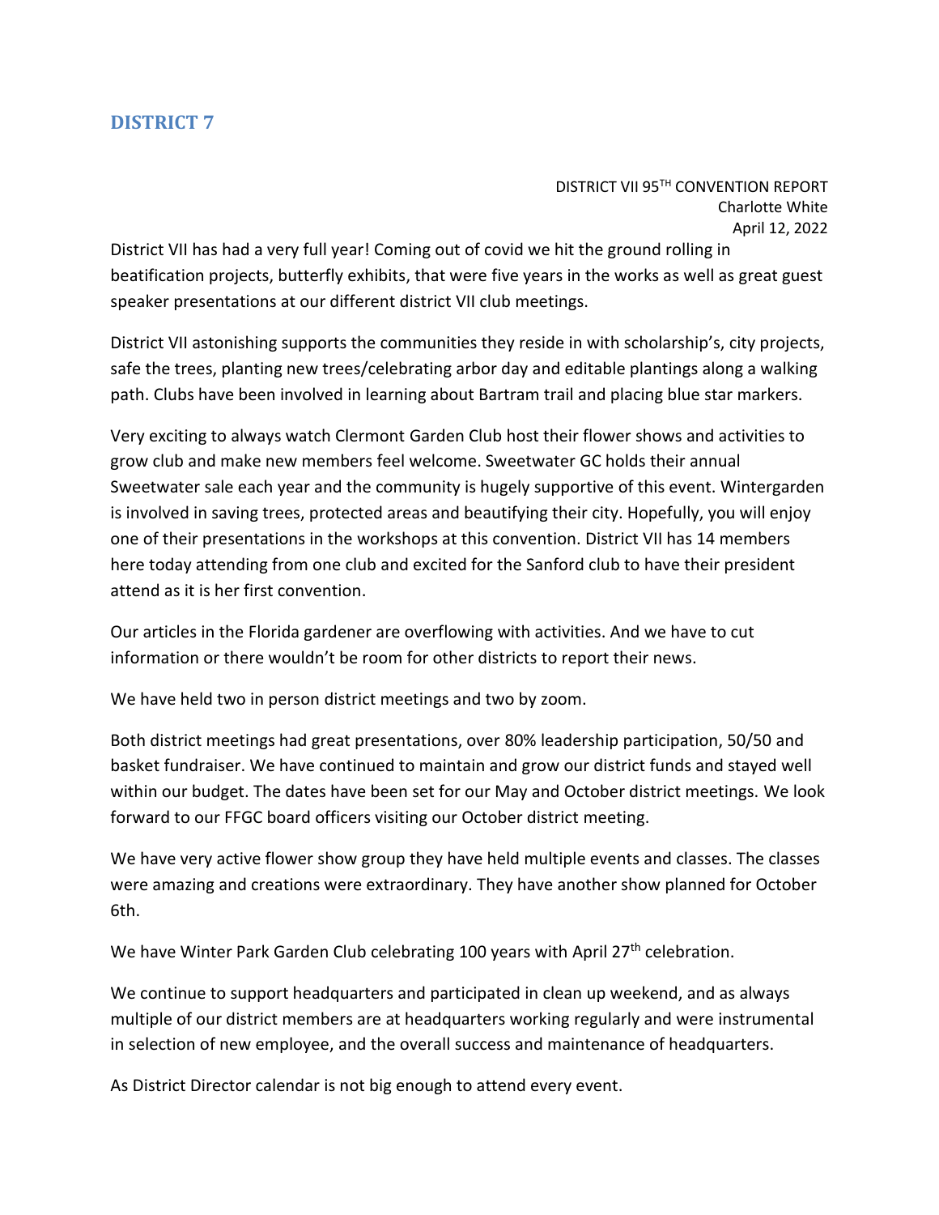## DISTRICT 7

DISTRICT VII 95TH CONVENTION REPORT
Charlotte White
April 12, 2022

District VII has had a very full year! Coming out of covid we hit the ground rolling in beatification projects, butterfly exhibits, that were five years in the works as well as great guest speaker presentations at our different district VII club meetings.

District VII astonishing supports the communities they reside in with scholarship's, city projects, safe the trees, planting new trees/celebrating arbor day and editable plantings along a walking path. Clubs have been involved in learning about Bartram trail and placing blue star markers.

Very exciting to always watch Clermont Garden Club host their flower shows and activities to grow club and make new members feel welcome. Sweetwater GC holds their annual Sweetwater sale each year and the community is hugely supportive of this event. Wintergarden is involved in saving trees, protected areas and beautifying their city. Hopefully, you will enjoy one of their presentations in the workshops at this convention. District VII has 14 members here today attending from one club and excited for the Sanford club to have their president attend as it is her first convention.

Our articles in the Florida gardener are overflowing with activities. And we have to cut information or there wouldn't be room for other districts to report their news.

We have held two in person district meetings and two by zoom.

Both district meetings had great presentations, over 80% leadership participation, 50/50 and basket fundraiser. We have continued to maintain and grow our district funds and stayed well within our budget. The dates have been set for our May and October district meetings. We look forward to our FFGC board officers visiting our October district meeting.

We have very active flower show group they have held multiple events and classes. The classes were amazing and creations were extraordinary. They have another show planned for October 6th.

We have Winter Park Garden Club celebrating 100 years with April 27th celebration.

We continue to support headquarters and participated in clean up weekend, and as always multiple of our district members are at headquarters working regularly and were instrumental in selection of new employee, and the overall success and maintenance of headquarters.

As District Director calendar is not big enough to attend every event.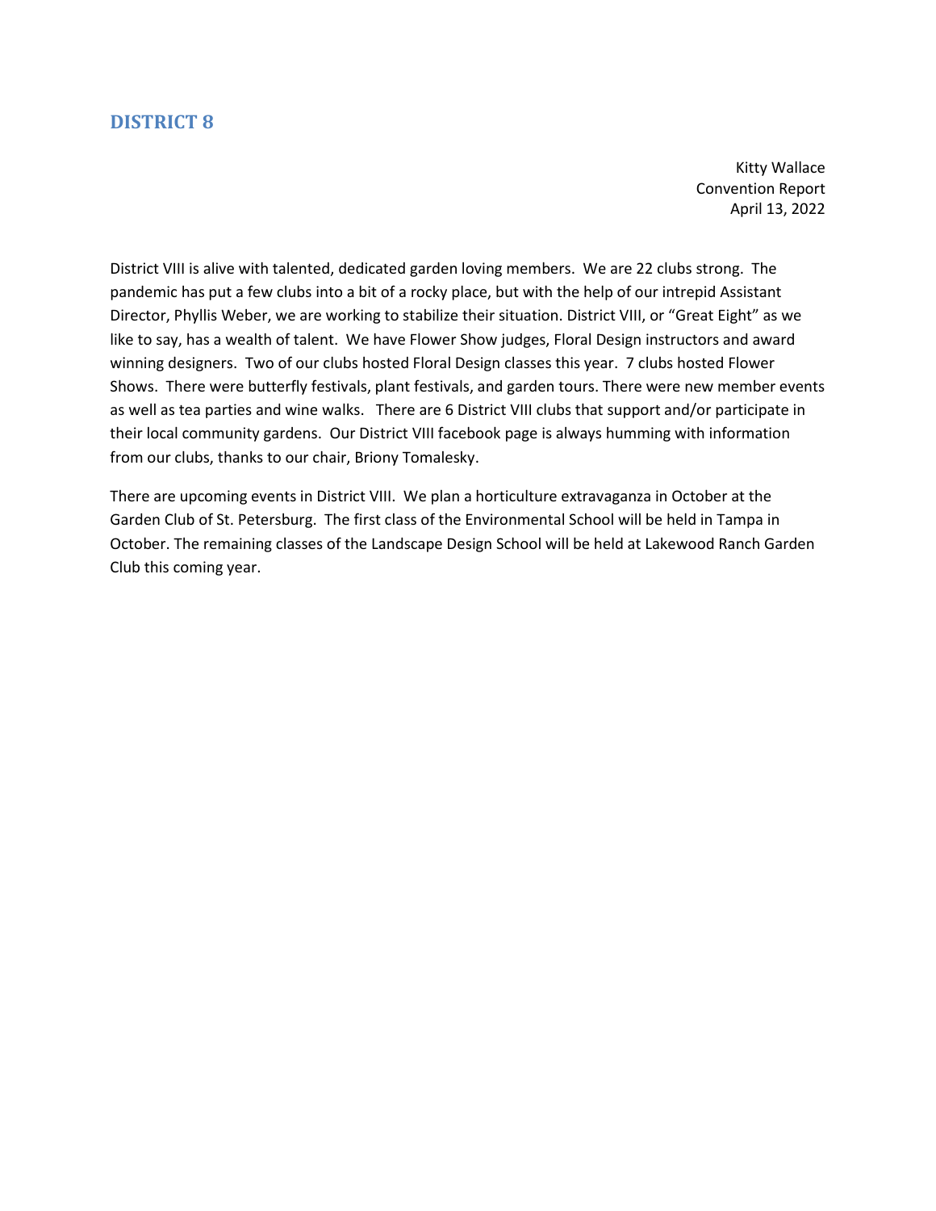## DISTRICT 8

Kitty Wallace
Convention Report
April 13, 2022

District VIII is alive with talented, dedicated garden loving members. We are 22 clubs strong. The pandemic has put a few clubs into a bit of a rocky place, but with the help of our intrepid Assistant Director, Phyllis Weber, we are working to stabilize their situation. District VIII, or "Great Eight" as we like to say, has a wealth of talent. We have Flower Show judges, Floral Design instructors and award winning designers. Two of our clubs hosted Floral Design classes this year. 7 clubs hosted Flower Shows. There were butterfly festivals, plant festivals, and garden tours. There were new member events as well as tea parties and wine walks. There are 6 District VIII clubs that support and/or participate in their local community gardens. Our District VIII facebook page is always humming with information from our clubs, thanks to our chair, Briony Tomalesky.

There are upcoming events in District VIII. We plan a horticulture extravaganza in October at the Garden Club of St. Petersburg. The first class of the Environmental School will be held in Tampa in October. The remaining classes of the Landscape Design School will be held at Lakewood Ranch Garden Club this coming year.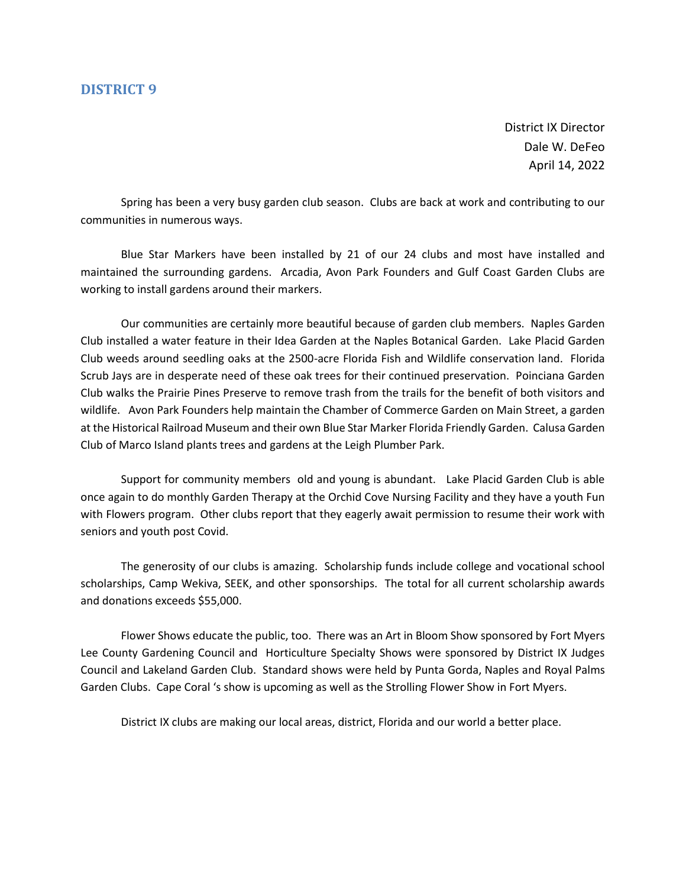## DISTRICT 9

District IX Director  
Dale W. DeFeo  
April 14, 2022

Spring has been a very busy garden club season. Clubs are back at work and contributing to our communities in numerous ways.

Blue Star Markers have been installed by 21 of our 24 clubs and most have installed and maintained the surrounding gardens. Arcadia, Avon Park Founders and Gulf Coast Garden Clubs are working to install gardens around their markers.

Our communities are certainly more beautiful because of garden club members. Naples Garden Club installed a water feature in their Idea Garden at the Naples Botanical Garden. Lake Placid Garden Club weeds around seedling oaks at the 2500-acre Florida Fish and Wildlife conservation land. Florida Scrub Jays are in desperate need of these oak trees for their continued preservation. Poinciana Garden Club walks the Prairie Pines Preserve to remove trash from the trails for the benefit of both visitors and wildlife. Avon Park Founders help maintain the Chamber of Commerce Garden on Main Street, a garden at the Historical Railroad Museum and their own Blue Star Marker Florida Friendly Garden. Calusa Garden Club of Marco Island plants trees and gardens at the Leigh Plumber Park.

Support for community members old and young is abundant. Lake Placid Garden Club is able once again to do monthly Garden Therapy at the Orchid Cove Nursing Facility and they have a youth Fun with Flowers program. Other clubs report that they eagerly await permission to resume their work with seniors and youth post Covid.

The generosity of our clubs is amazing. Scholarship funds include college and vocational school scholarships, Camp Wekiva, SEEK, and other sponsorships. The total for all current scholarship awards and donations exceeds $55,000.

Flower Shows educate the public, too. There was an Art in Bloom Show sponsored by Fort Myers Lee County Gardening Council and Horticulture Specialty Shows were sponsored by District IX Judges Council and Lakeland Garden Club. Standard shows were held by Punta Gorda, Naples and Royal Palms Garden Clubs. Cape Coral 's show is upcoming as well as the Strolling Flower Show in Fort Myers.

District IX clubs are making our local areas, district, Florida and our world a better place.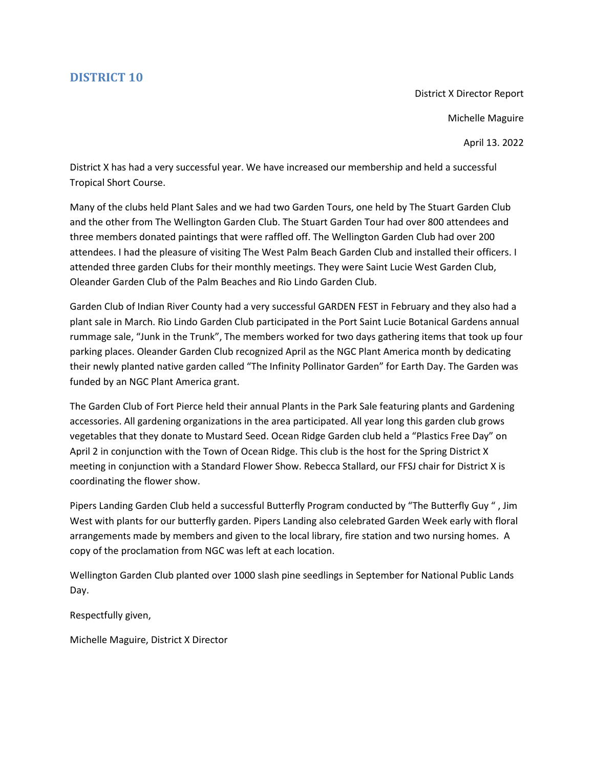## DISTRICT 10

District X Director Report

Michelle Maguire

April 13. 2022

District X has had a very successful year. We have increased our membership and held a successful Tropical Short Course.

Many of the clubs held Plant Sales and we had two Garden Tours, one held by The Stuart Garden Club and the other from The Wellington Garden Club. The Stuart Garden Tour had over 800 attendees and three members donated paintings that were raffled off. The Wellington Garden Club had over 200 attendees. I had the pleasure of visiting The West Palm Beach Garden Club and installed their officers. I attended three garden Clubs for their monthly meetings. They were Saint Lucie West Garden Club, Oleander Garden Club of the Palm Beaches and Rio Lindo Garden Club.

Garden Club of Indian River County had a very successful GARDEN FEST in February and they also had a plant sale in March. Rio Lindo Garden Club participated in the Port Saint Lucie Botanical Gardens annual rummage sale, "Junk in the Trunk", The members worked for two days gathering items that took up four parking places. Oleander Garden Club recognized April as the NGC Plant America month by dedicating their newly planted native garden called "The Infinity Pollinator Garden" for Earth Day. The Garden was funded by an NGC Plant America grant.

The Garden Club of Fort Pierce held their annual Plants in the Park Sale featuring plants and Gardening accessories. All gardening organizations in the area participated. All year long this garden club grows vegetables that they donate to Mustard Seed. Ocean Ridge Garden club held a "Plastics Free Day" on April 2 in conjunction with the Town of Ocean Ridge. This club is the host for the Spring District X meeting in conjunction with a Standard Flower Show. Rebecca Stallard, our FFSJ chair for District X is coordinating the flower show.

Pipers Landing Garden Club held a successful Butterfly Program conducted by "The Butterfly Guy " , Jim West with plants for our butterfly garden. Pipers Landing also celebrated Garden Week early with floral arrangements made by members and given to the local library, fire station and two nursing homes. A copy of the proclamation from NGC was left at each location.

Wellington Garden Club planted over 1000 slash pine seedlings in September for National Public Lands Day.

Respectfully given,

Michelle Maguire, District X Director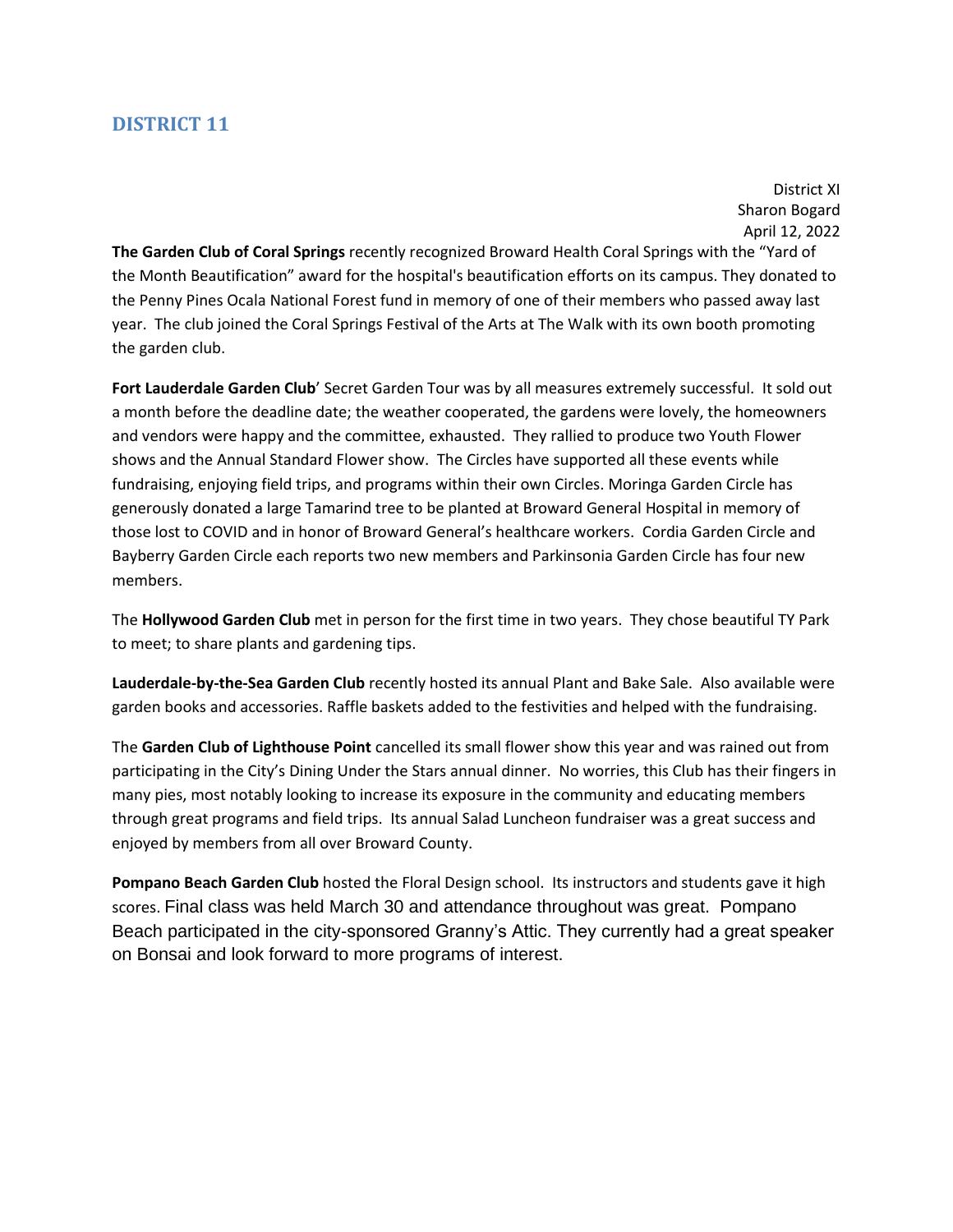## DISTRICT 11

District XI
Sharon Bogard
April 12, 2022

**The Garden Club of Coral Springs** recently recognized Broward Health Coral Springs with the "Yard of the Month Beautification" award for the hospital's beautification efforts on its campus. They donated to the Penny Pines Ocala National Forest fund in memory of one of their members who passed away last year. The club joined the Coral Springs Festival of the Arts at The Walk with its own booth promoting the garden club.

**Fort Lauderdale Garden Club**' Secret Garden Tour was by all measures extremely successful. It sold out a month before the deadline date; the weather cooperated, the gardens were lovely, the homeowners and vendors were happy and the committee, exhausted. They rallied to produce two Youth Flower shows and the Annual Standard Flower show. The Circles have supported all these events while fundraising, enjoying field trips, and programs within their own Circles. Moringa Garden Circle has generously donated a large Tamarind tree to be planted at Broward General Hospital in memory of those lost to COVID and in honor of Broward General's healthcare workers. Cordia Garden Circle and Bayberry Garden Circle each reports two new members and Parkinsonia Garden Circle has four new members.

The **Hollywood Garden Club** met in person for the first time in two years. They chose beautiful TY Park to meet; to share plants and gardening tips.

**Lauderdale-by-the-Sea Garden Club** recently hosted its annual Plant and Bake Sale. Also available were garden books and accessories. Raffle baskets added to the festivities and helped with the fundraising.

The **Garden Club of Lighthouse Point** cancelled its small flower show this year and was rained out from participating in the City's Dining Under the Stars annual dinner. No worries, this Club has their fingers in many pies, most notably looking to increase its exposure in the community and educating members through great programs and field trips. Its annual Salad Luncheon fundraiser was a great success and enjoyed by members from all over Broward County.

**Pompano Beach Garden Club** hosted the Floral Design school. Its instructors and students gave it high scores. Final class was held March 30 and attendance throughout was great. Pompano Beach participated in the city-sponsored Granny's Attic. They currently had a great speaker on Bonsai and look forward to more programs of interest.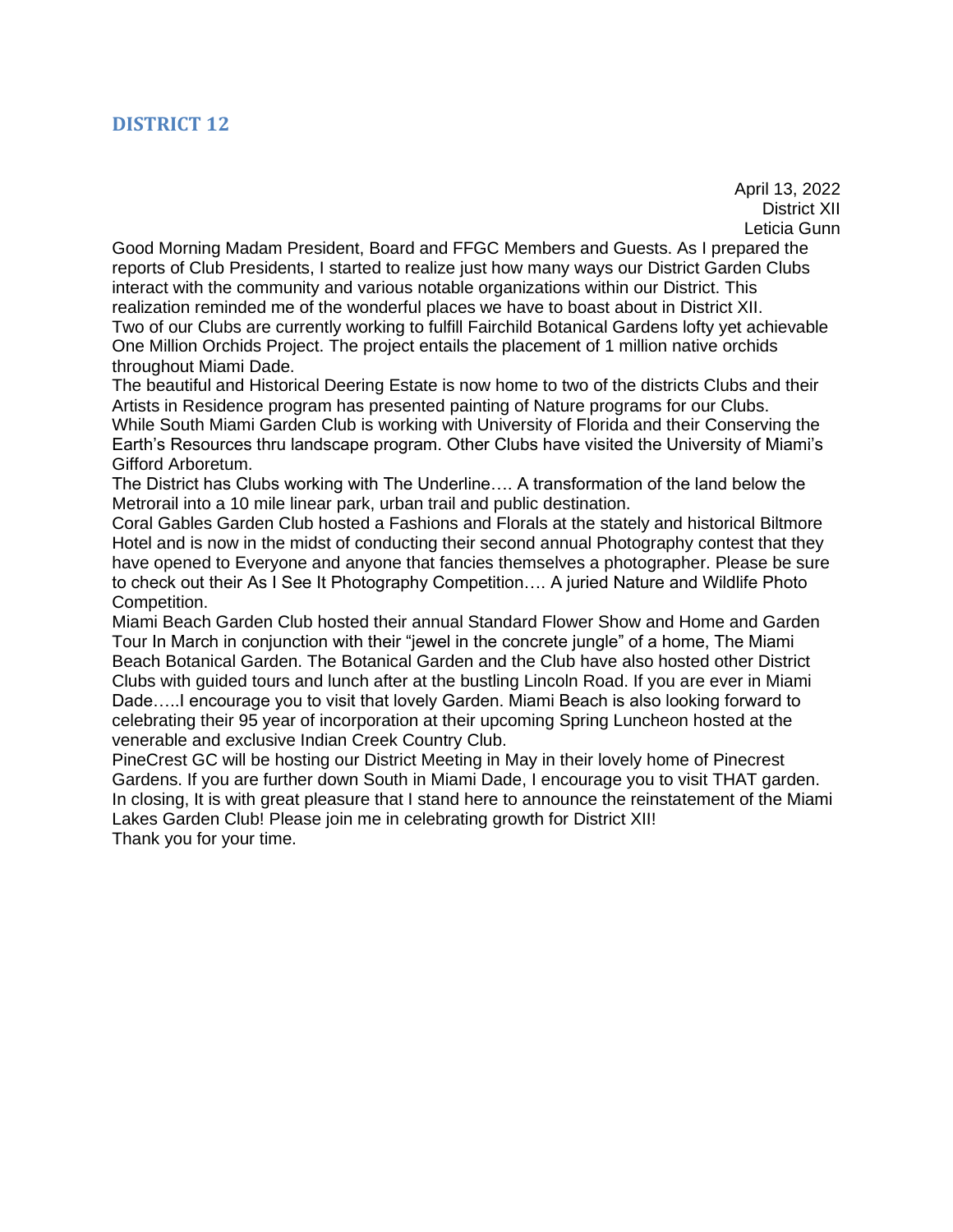## DISTRICT 12

April 13, 2022
District XII
Leticia Gunn

Good Morning Madam President, Board and FFGC Members and Guests. As I prepared the reports of Club Presidents, I started to realize just how many ways our District Garden Clubs interact with the community and various notable organizations within our District. This realization reminded me of the wonderful places we have to boast about in District XII.

Two of our Clubs are currently working to fulfill Fairchild Botanical Gardens lofty yet achievable One Million Orchids Project. The project entails the placement of 1 million native orchids throughout Miami Dade.

The beautiful and Historical Deering Estate is now home to two of the districts Clubs and their Artists in Residence program has presented painting of Nature programs for our Clubs.

While South Miami Garden Club is working with University of Florida and their Conserving the Earth's Resources thru landscape program. Other Clubs have visited the University of Miami's Gifford Arboretum.

The District has Clubs working with The Underline…. A transformation of the land below the Metrorail into a 10 mile linear park, urban trail and public destination.

Coral Gables Garden Club hosted a Fashions and Florals at the stately and historical Biltmore Hotel and is now in the midst of conducting their second annual Photography contest that they have opened to Everyone and anyone that fancies themselves a photographer. Please be sure to check out their As I See It Photography Competition…. A juried Nature and Wildlife Photo Competition.

Miami Beach Garden Club hosted their annual Standard Flower Show and Home and Garden Tour In March in conjunction with their "jewel in the concrete jungle" of a home, The Miami Beach Botanical Garden. The Botanical Garden and the Club have also hosted other District Clubs with guided tours and lunch after at the bustling Lincoln Road. If you are ever in Miami Dade…..I encourage you to visit that lovely Garden. Miami Beach is also looking forward to celebrating their 95 year of incorporation at their upcoming Spring Luncheon hosted at the venerable and exclusive Indian Creek Country Club.

PineCrest GC will be hosting our District Meeting in May in their lovely home of Pinecrest Gardens. If you are further down South in Miami Dade, I encourage you to visit THAT garden.

In closing, It is with great pleasure that I stand here to announce the reinstatement of the Miami Lakes Garden Club! Please join me in celebrating growth for District XII!

Thank you for your time.